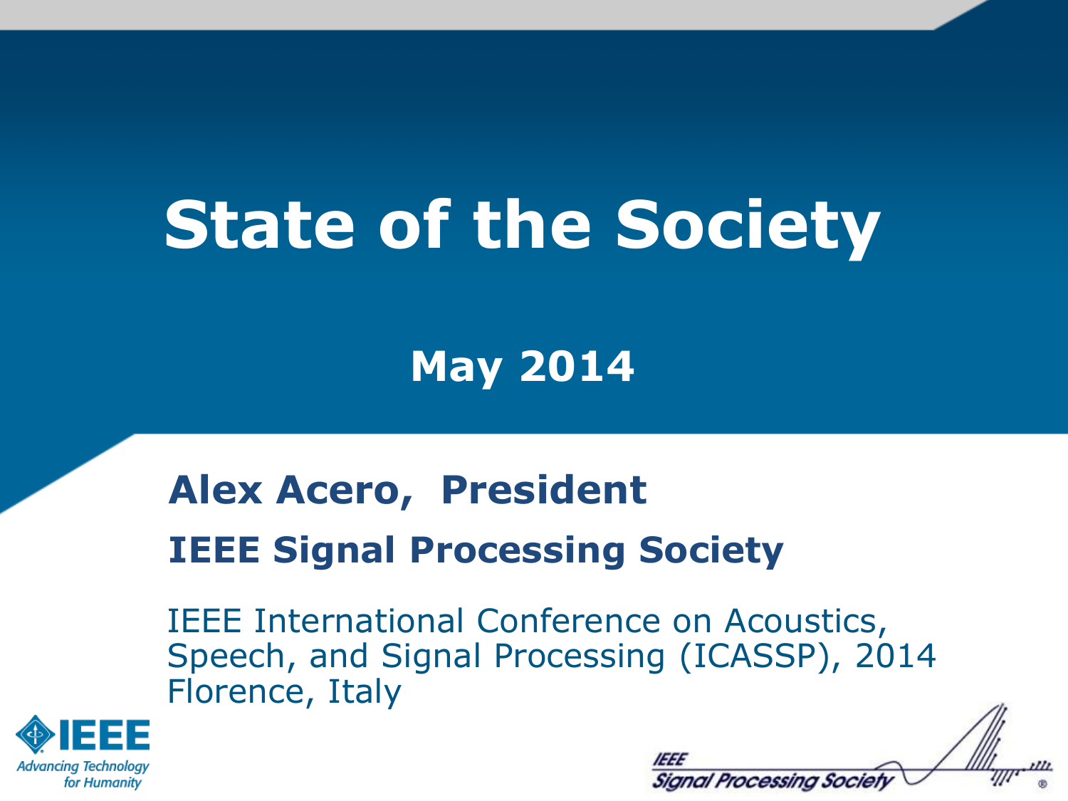# State of the Society

## May 2014

**Alex Acero, President**

**IEEE Signal Processing Society**

IEEE International Conference on Acoustics, Speech, and Signal Processing (ICASSP), 2014
Florence, Italy

IEEE Advancing Technology for Humanity

IEEE Signal Processing Society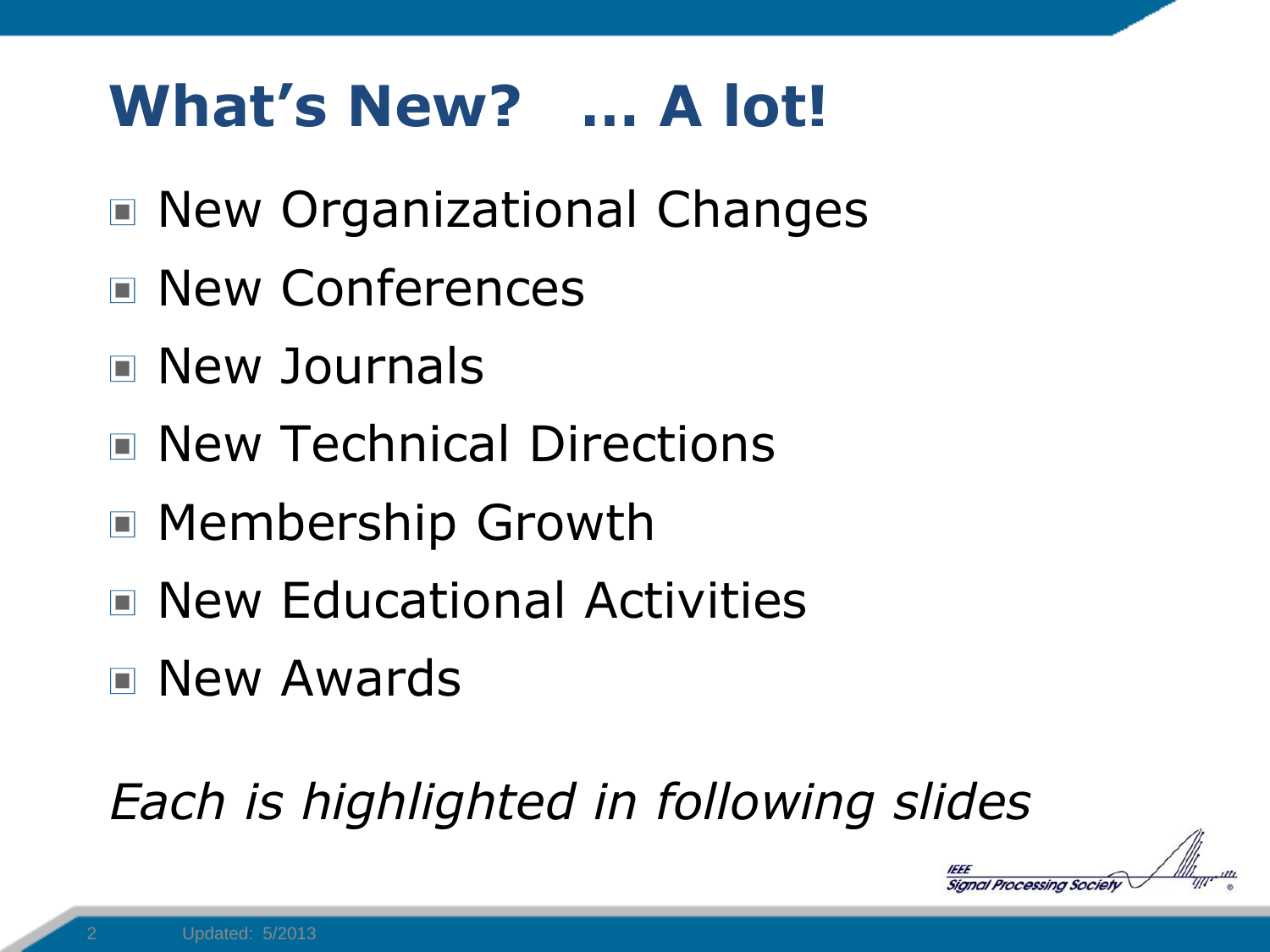# What's New? … A lot!

- New Organizational Changes
- New Conferences
- New Journals
- New Technical Directions
- Membership Growth
- New Educational Activities
- New Awards

*Each is highlighted in following slides*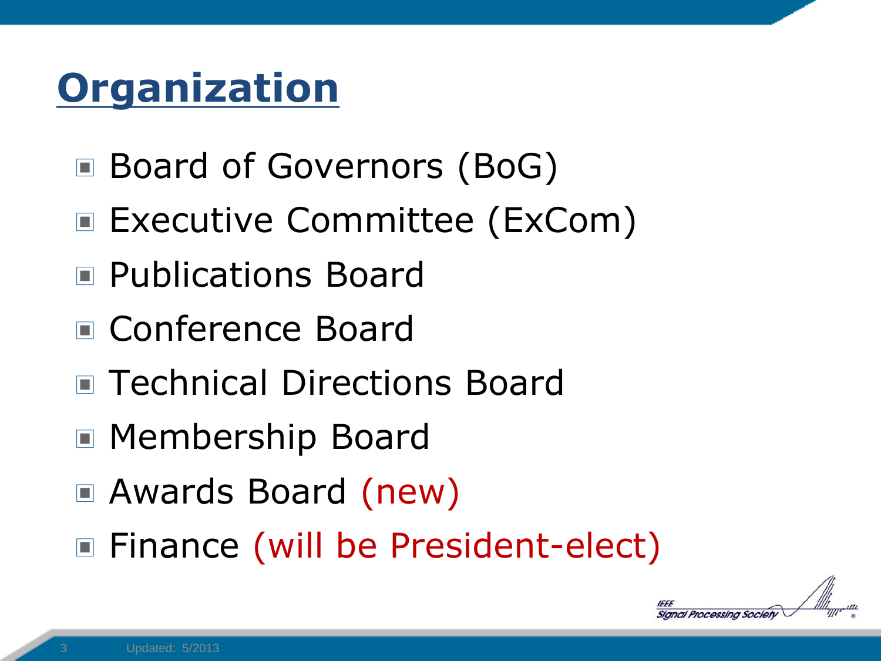# Organization

- Board of Governors (BoG)
- Executive Committee (ExCom)
- Publications Board
- Conference Board
- Technical Directions Board
- Membership Board
- Awards Board (new)
- Finance (will be President-elect)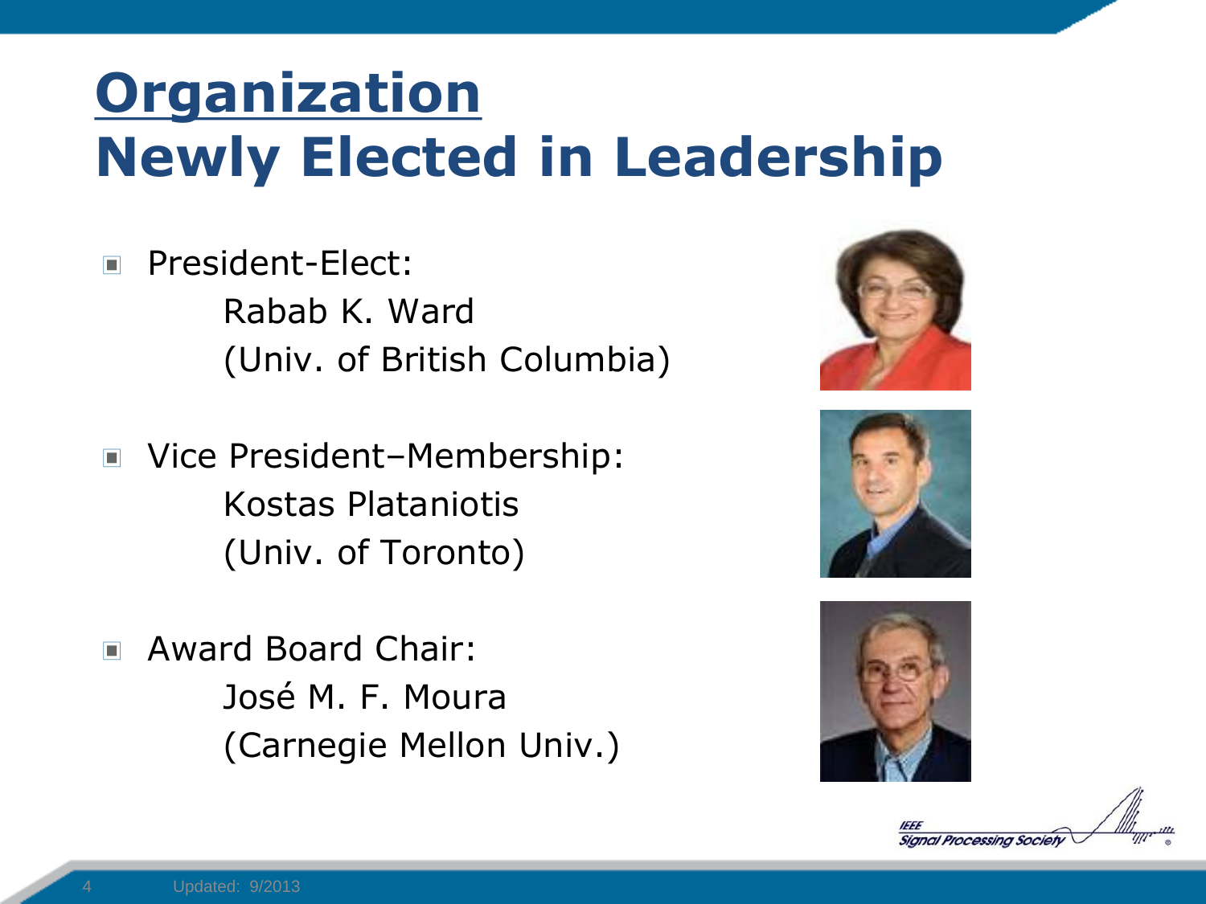# Organization
## Newly Elected in Leadership

- President-Elect:
  Rabab K. Ward
  (Univ. of British Columbia)

- Vice President–Membership:
  Kostas Plataniotis
  (Univ. of Toronto)

- Award Board Chair:
  José M. F. Moura
  (Carnegie Mellon Univ.)

Updated: 9/2013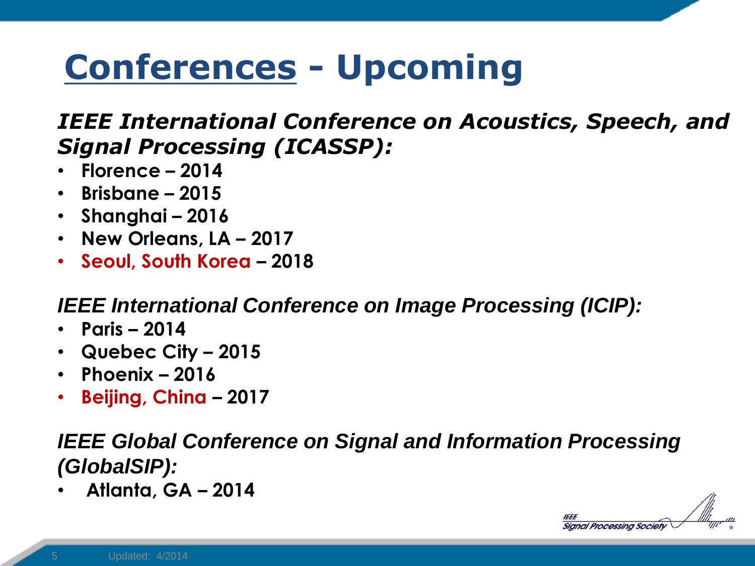# Conferences - Upcoming

***IEEE International Conference on Acoustics, Speech, and Signal Processing (ICASSP):***

- **Florence – 2014**
- **Brisbane – 2015**
- **Shanghai – 2016**
- **New Orleans, LA – 2017**
- **Seoul, South Korea – 2018**

***IEEE International Conference on Image Processing (ICIP):***

- **Paris – 2014**
- **Quebec City – 2015**
- **Phoenix – 2016**
- **Beijing, China – 2017**

***IEEE Global Conference on Signal and Information Processing (GlobalSIP):***

- **Atlanta, GA – 2014**

Updated: 4/2014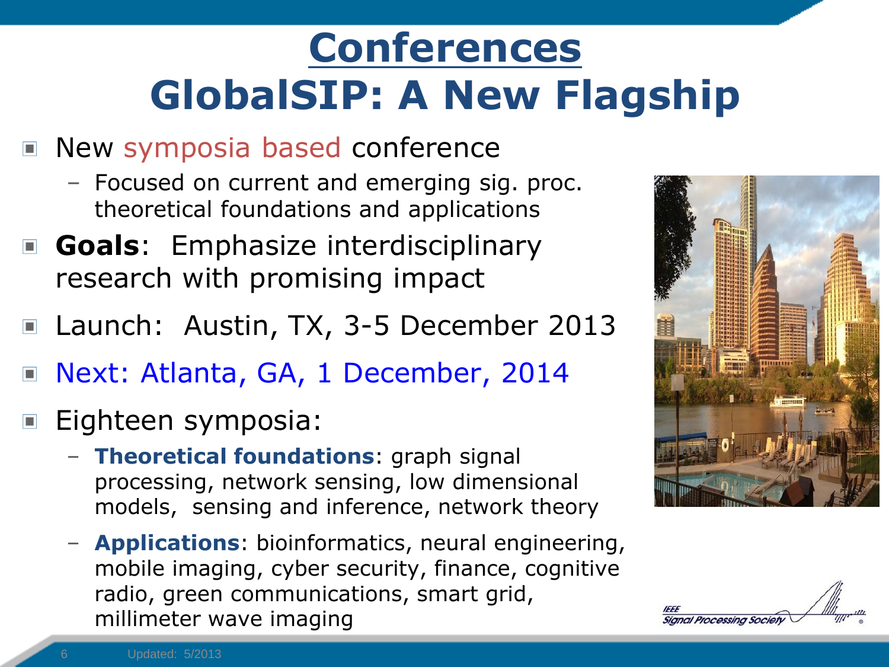# Conferences
# GlobalSIP: A New Flagship

- New symposia based conference
  - Focused on current and emerging sig. proc. theoretical foundations and applications
- **Goals**: Emphasize interdisciplinary research with promising impact
- Launch: Austin, TX, 3-5 December 2013
- Next: Atlanta, GA, 1 December, 2014
- Eighteen symposia:
  - **Theoretical foundations**: graph signal processing, network sensing, low dimensional models, sensing and inference, network theory
  - **Applications**: bioinformatics, neural engineering, mobile imaging, cyber security, finance, cognitive radio, green communications, smart grid, millimeter wave imaging

Updated: 5/2013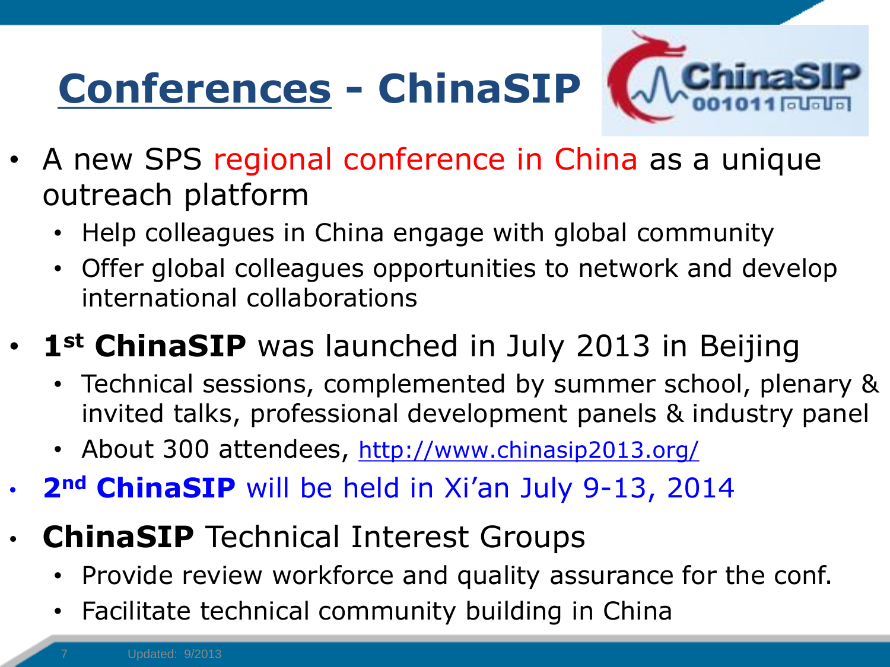# Conferences - ChinaSIP

- A new SPS regional conference in China as a unique outreach platform
  - Help colleagues in China engage with global community
  - Offer global colleagues opportunities to network and develop international collaborations
- **1st ChinaSIP** was launched in July 2013 in Beijing
  - Technical sessions, complemented by summer school, plenary & invited talks, professional development panels & industry panel
  - About 300 attendees, http://www.chinasip2013.org/
- **2nd ChinaSIP** will be held in Xi'an July 9-13, 2014
- **ChinaSIP** Technical Interest Groups
  - Provide review workforce and quality assurance for the conf.
  - Facilitate technical community building in China

Updated: 9/2013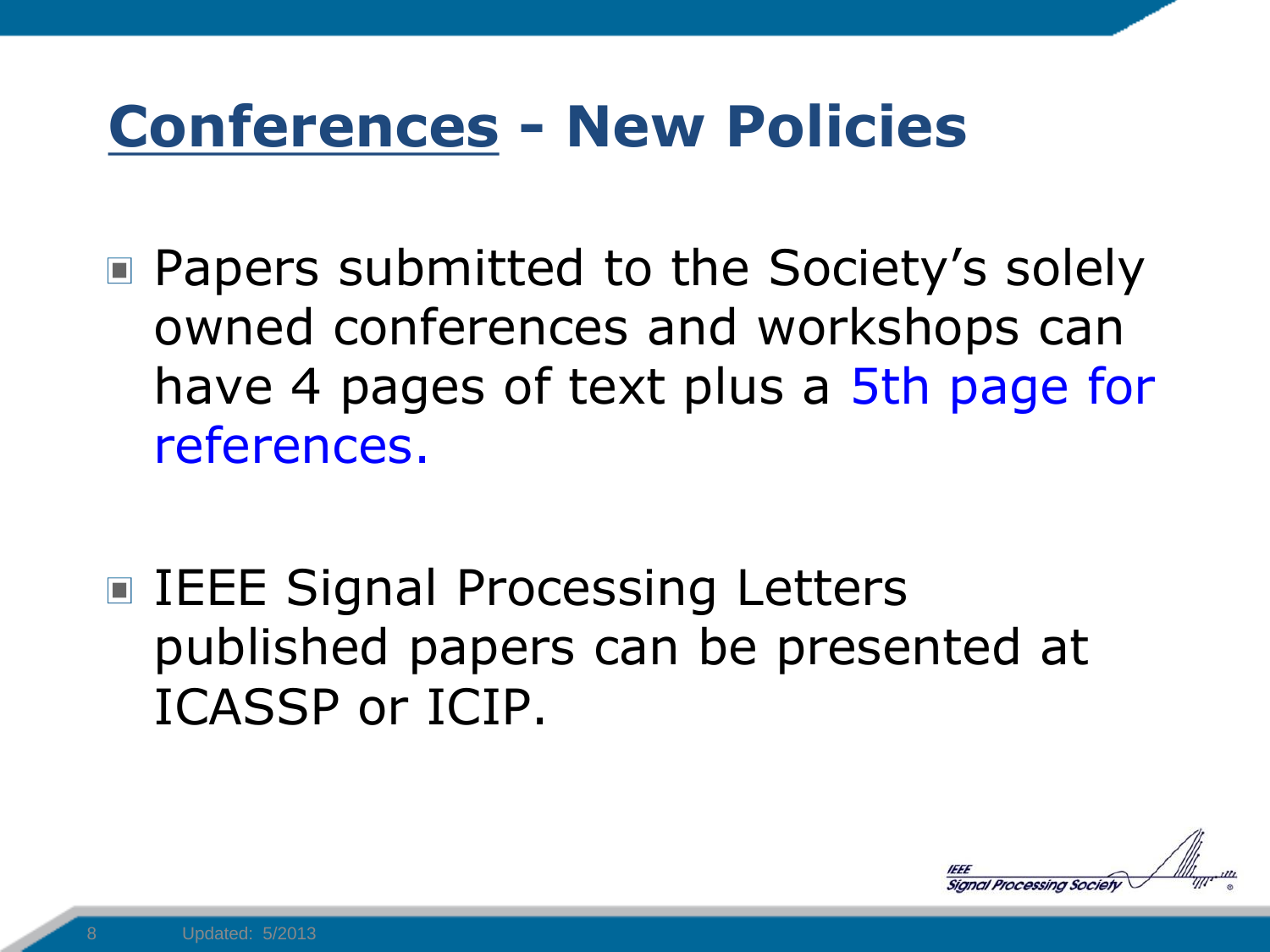# Conferences - New Policies

- Papers submitted to the Society's solely owned conferences and workshops can have 4 pages of text plus a 5th page for references.

- IEEE Signal Processing Letters published papers can be presented at ICASSP or ICIP.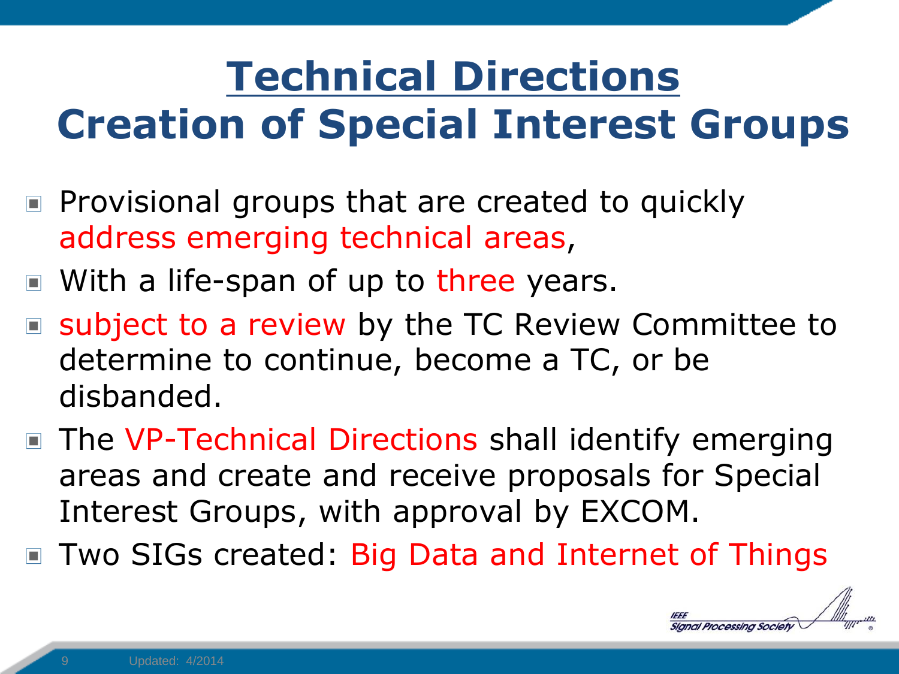# Technical Directions
## Creation of Special Interest Groups

- Provisional groups that are created to quickly address emerging technical areas,
- With a life-span of up to three years.
- subject to a review by the TC Review Committee to determine to continue, become a TC, or be disbanded.
- The VP-Technical Directions shall identify emerging areas and create and receive proposals for Special Interest Groups, with approval by EXCOM.
- Two SIGs created: Big Data and Internet of Things

Updated: 4/2014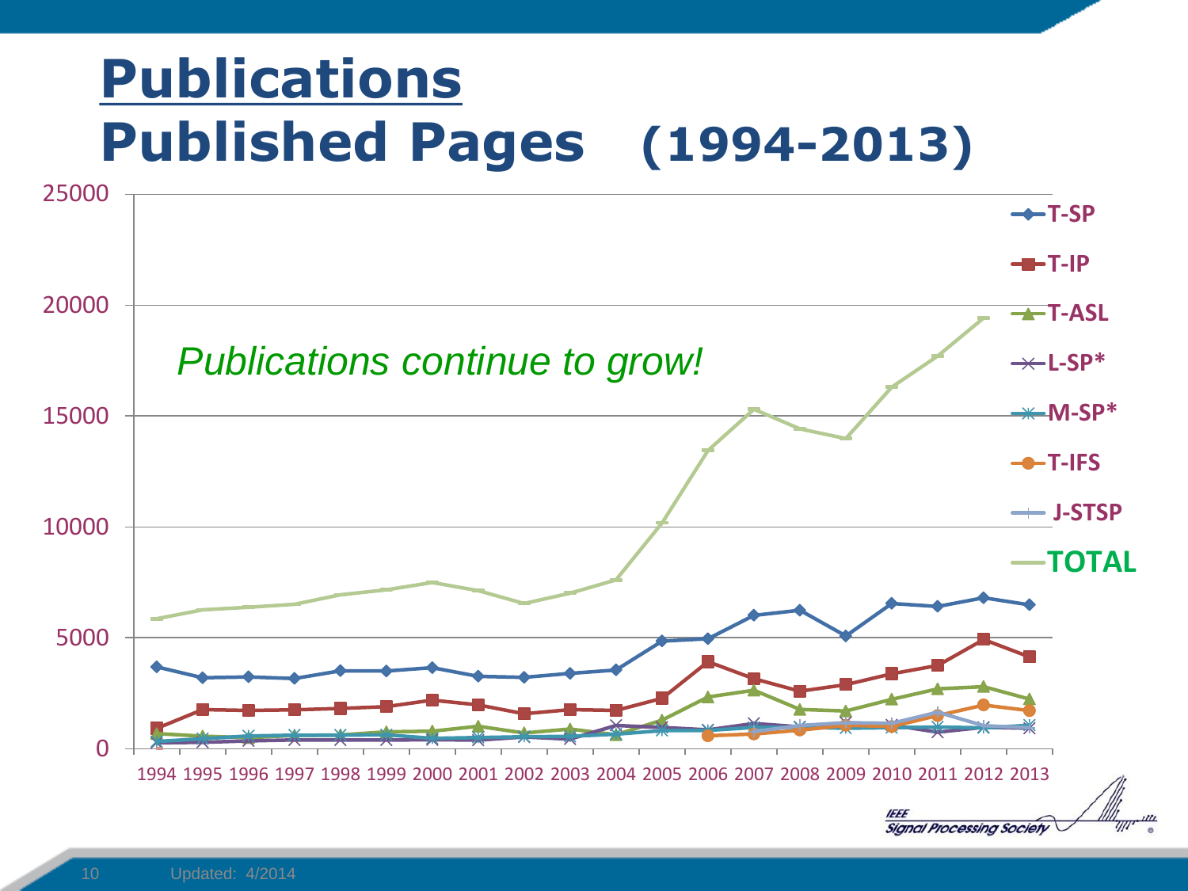# Publications

# Published Pages (1994-2013)

*Publications continue to grow!*

Legend: T-SP, T-IP, T-ASL, L-SP*, M-SP*, T-IFS, J-STSP, TOTAL

Y-axis: 0, 5000, 10000, 15000, 20000, 25000

X-axis: 1994 1995 1996 1997 1998 1999 2000 2001 2002 2003 2004 2005 2006 2007 2008 2009 2010 2011 2012 2013

Updated: 4/2014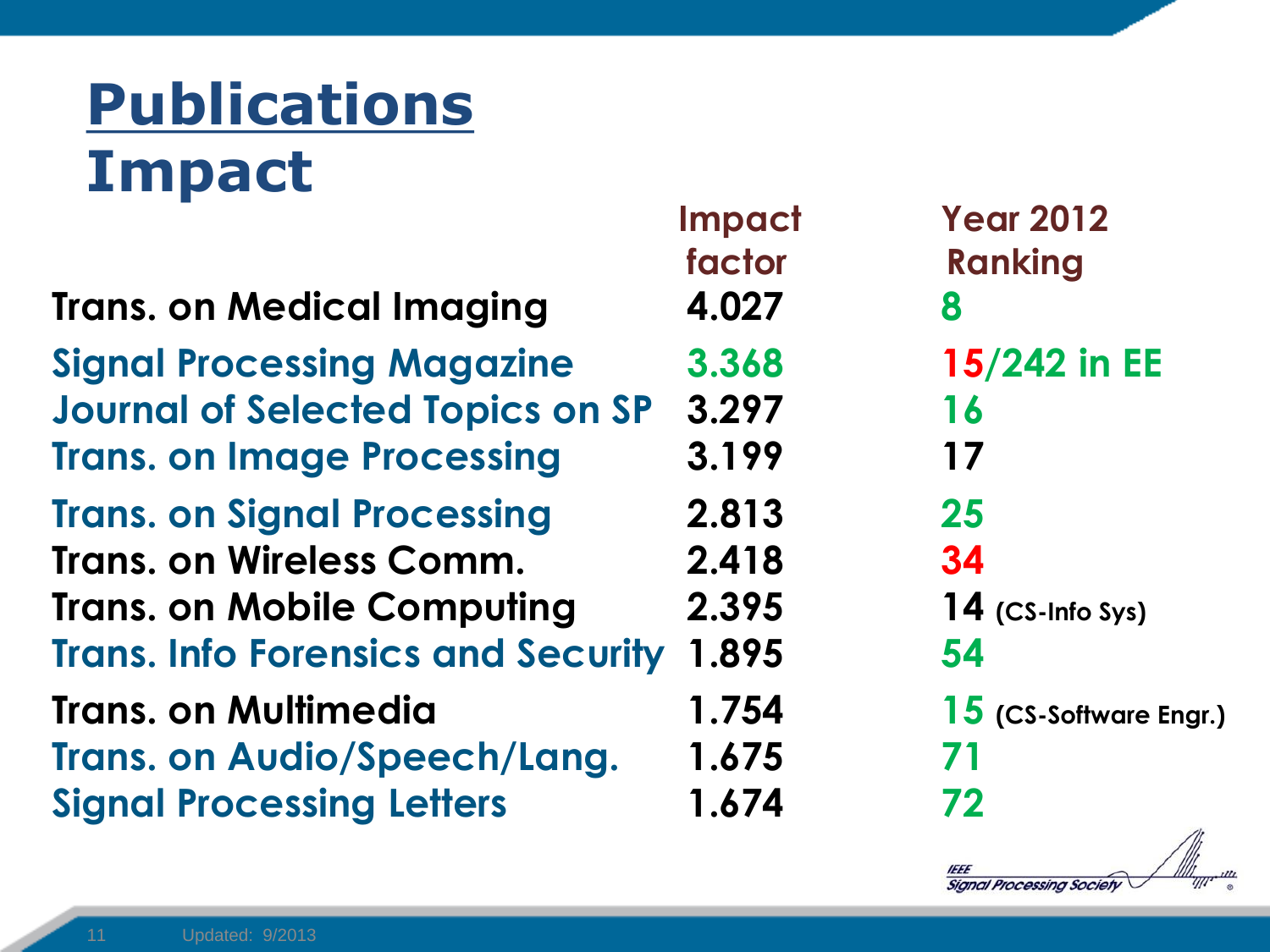# Publications Impact

| | Impact factor | Year 2012 Ranking |
|---|---|---|
| Trans. on Medical Imaging | 4.027 | 8 |
| Signal Processing Magazine | 3.368 | 15/242 in EE |
| Journal of Selected Topics on SP | 3.297 | 16 |
| Trans. on Image Processing | 3.199 | 17 |
| Trans. on Signal Processing | 2.813 | 25 |
| Trans. on Wireless Comm. | 2.418 | 34 |
| Trans. on Mobile Computing | 2.395 | 14 (CS-Info Sys) |
| Trans. Info Forensics and Security | 1.895 | 54 |
| Trans. on Multimedia | 1.754 | 15 (CS-Software Engr.) |
| Trans. on Audio/Speech/Lang. | 1.675 | 71 |
| Signal Processing Letters | 1.674 | 72 |

Updated: 9/2013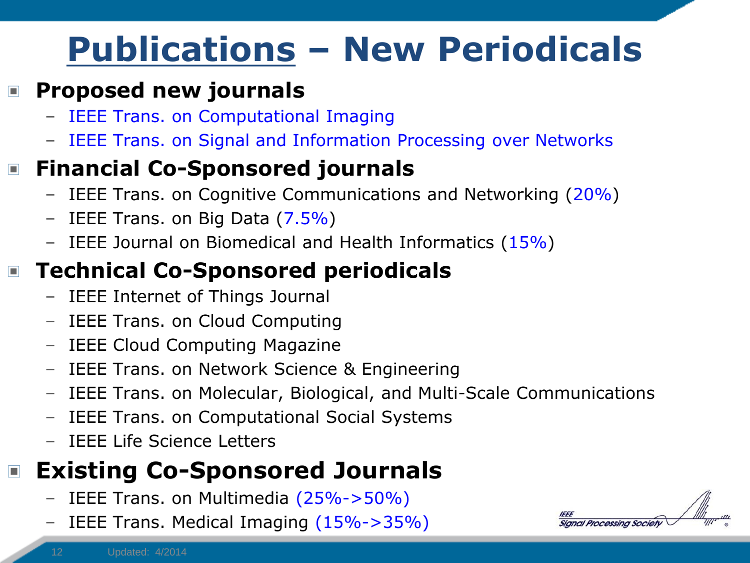# Publications – New Periodicals

- **Proposed new journals**
  - IEEE Trans. on Computational Imaging
  - IEEE Trans. on Signal and Information Processing over Networks
- **Financial Co-Sponsored journals**
  - IEEE Trans. on Cognitive Communications and Networking (20%)
  - IEEE Trans. on Big Data (7.5%)
  - IEEE Journal on Biomedical and Health Informatics (15%)
- **Technical Co-Sponsored periodicals**
  - IEEE Internet of Things Journal
  - IEEE Trans. on Cloud Computing
  - IEEE Cloud Computing Magazine
  - IEEE Trans. on Network Science & Engineering
  - IEEE Trans. on Molecular, Biological, and Multi-Scale Communications
  - IEEE Trans. on Computational Social Systems
  - IEEE Life Science Letters
- **Existing Co-Sponsored Journals**
  - IEEE Trans. on Multimedia (25%->50%)
  - IEEE Trans. Medical Imaging (15%->35%)

Updated: 4/2014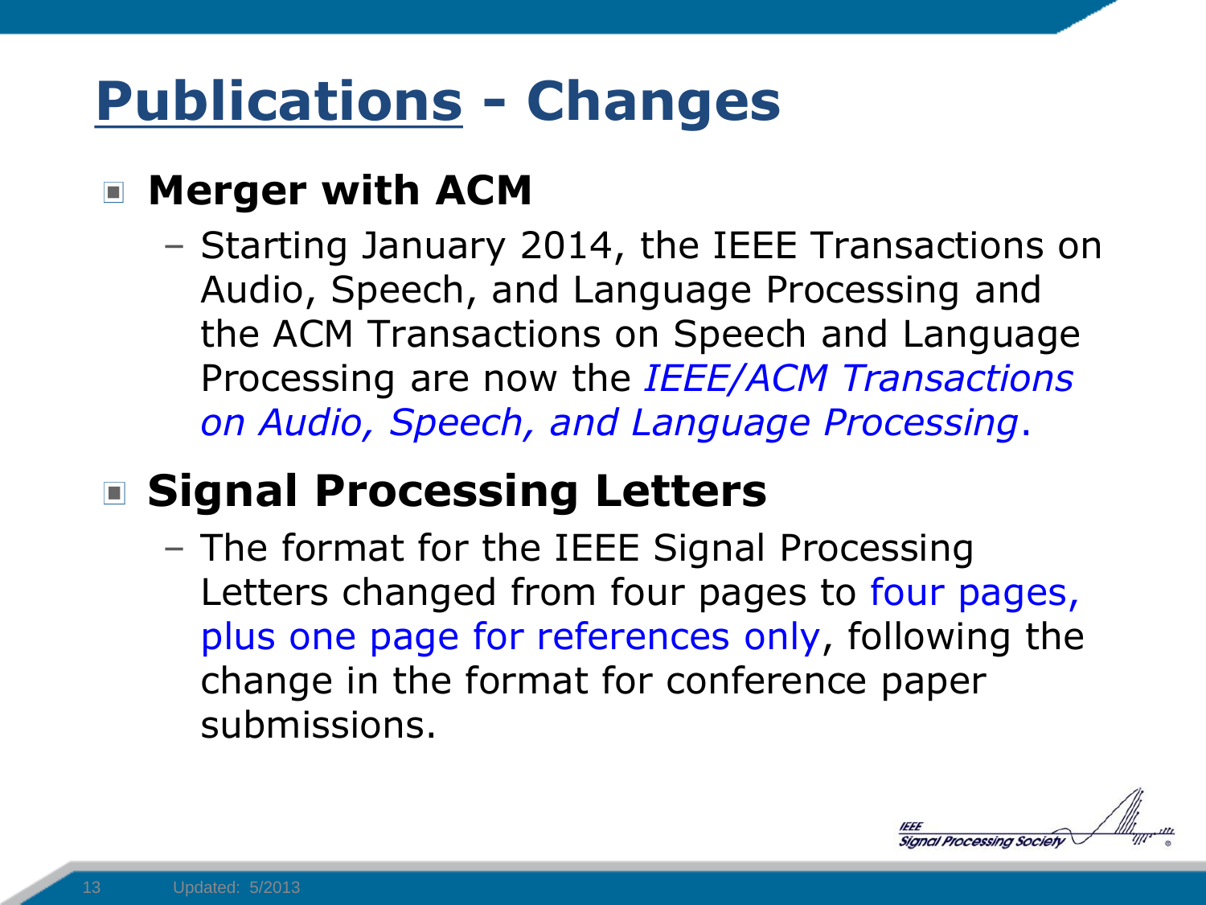# Publications - Changes

- **Merger with ACM**
  - Starting January 2014, the IEEE Transactions on Audio, Speech, and Language Processing and the ACM Transactions on Speech and Language Processing are now the *IEEE/ACM Transactions on Audio, Speech, and Language Processing*.
- **Signal Processing Letters**
  - The format for the IEEE Signal Processing Letters changed from four pages to four pages, plus one page for references only, following the change in the format for conference paper submissions.

Updated: 5/2013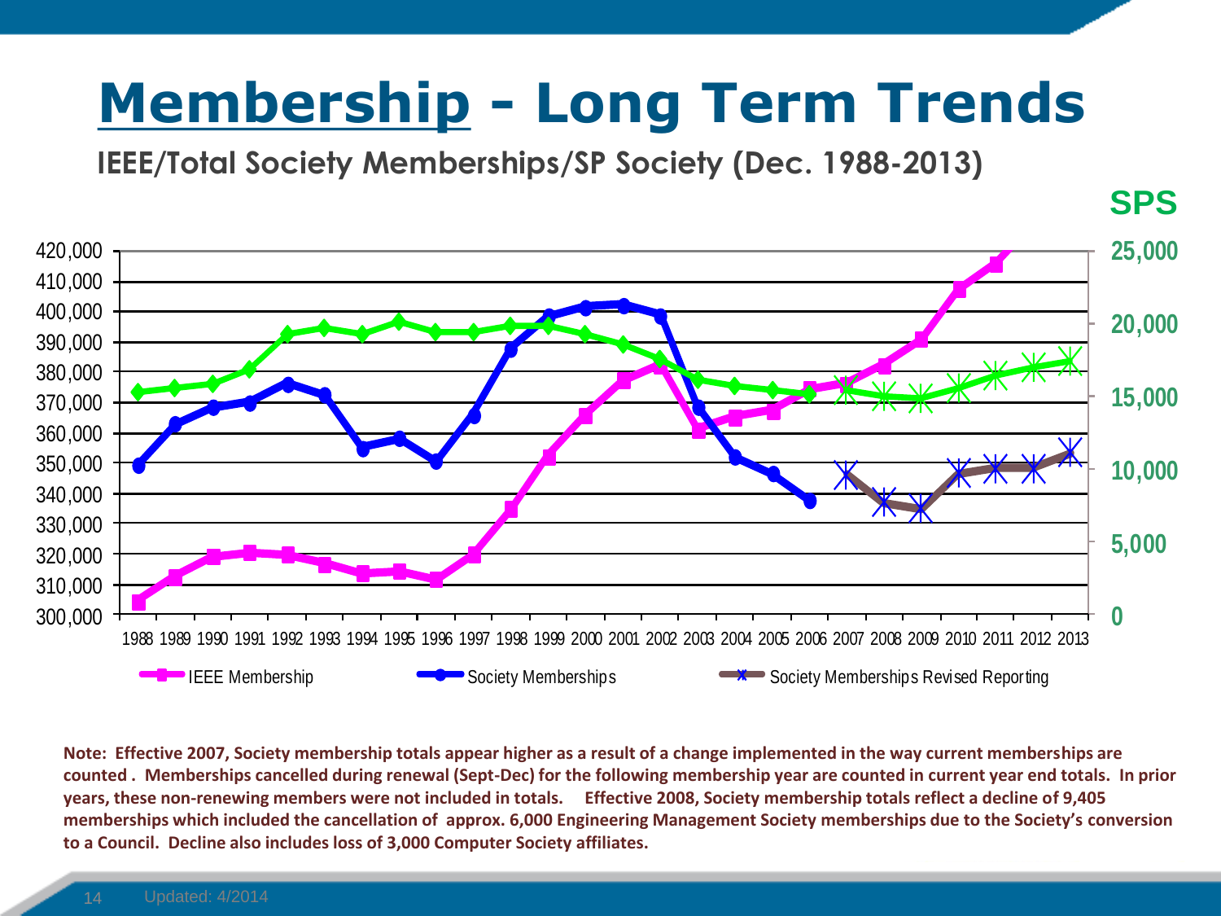# Membership - Long Term Trends

**IEEE/Total Society Memberships/SP Society (Dec. 1988-2013)**

SPS

420,000 410,000 400,000 390,000 380,000 370,000 360,000 350,000 340,000 330,000 320,000 310,000 300,000

25,000 20,000 15,000 10,000 5,000 0

1988 1989 1990 1991 1992 1993 1994 1995 1996 1997 1998 1999 2000 2001 2002 2003 2004 2005 2006 2007 2008 2009 2010 2011 2012 2013

IEEE Membership — Society Memberships — Society Memberships Revised Reporting

**Note: Effective 2007, Society membership totals appear higher as a result of a change implemented in the way current memberships are counted . Memberships cancelled during renewal (Sept-Dec) for the following membership year are counted in current year end totals. In prior years, these non-renewing members were not included in totals. Effective 2008, Society membership totals reflect a decline of 9,405 memberships which included the cancellation of approx. 6,000 Engineering Management Society memberships due to the Society's conversion to a Council. Decline also includes loss of 3,000 Computer Society affiliates.**

Updated: 4/2014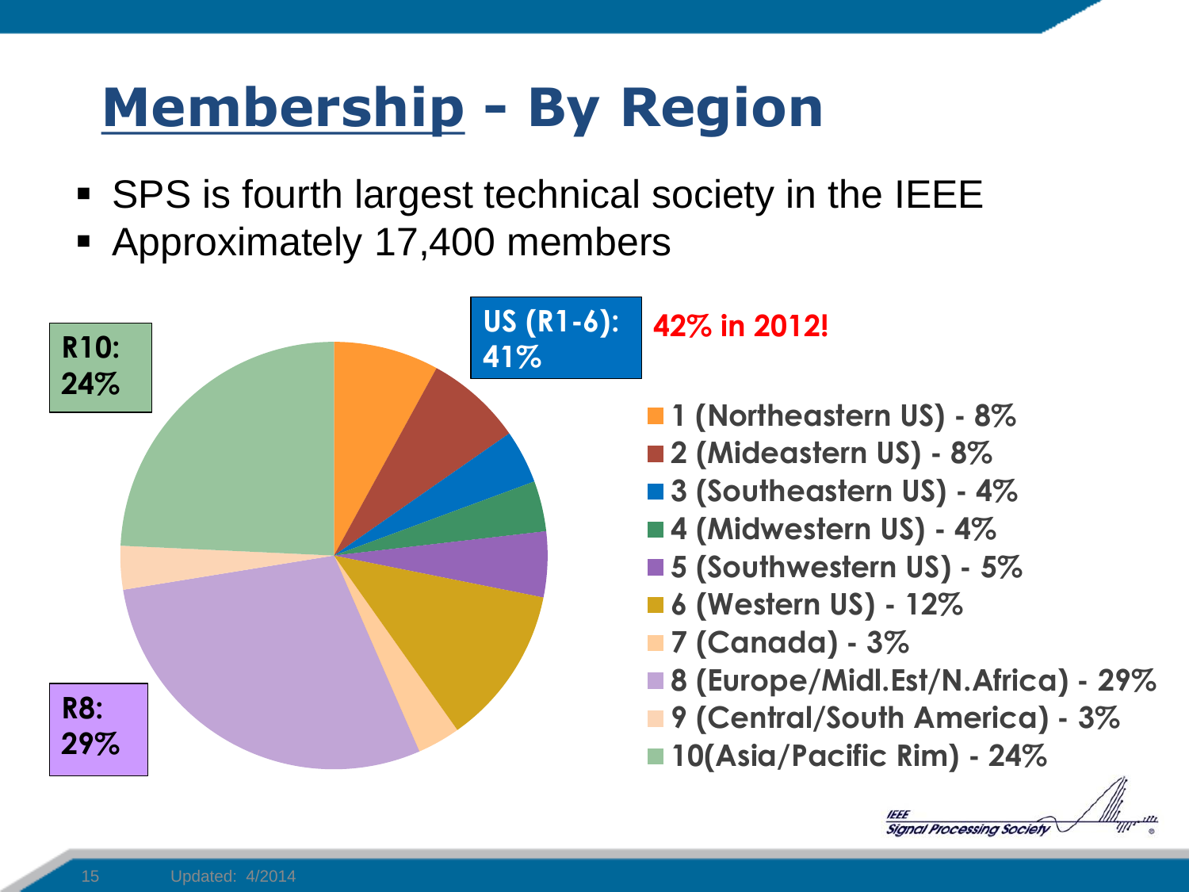# Membership - By Region

- SPS is fourth largest technical society in the IEEE
- Approximately 17,400 members

**R10: 24%**

**US (R1-6): 41%**

**42% in 2012!**

**R8: 29%**

- **1 (Northeastern US) - 8%**
- **2 (Mideastern US) - 8%**
- **3 (Southeastern US) - 4%**
- **4 (Midwestern US) - 4%**
- **5 (Southwestern US) - 5%**
- **6 (Western US) - 12%**
- **7 (Canada) - 3%**
- **8 (Europe/Midl.Est/N.Africa) - 29%**
- **9 (Central/South America) - 3%**
- **10(Asia/Pacific Rim) - 24%**

IEEE Signal Processing Society

Updated: 4/2014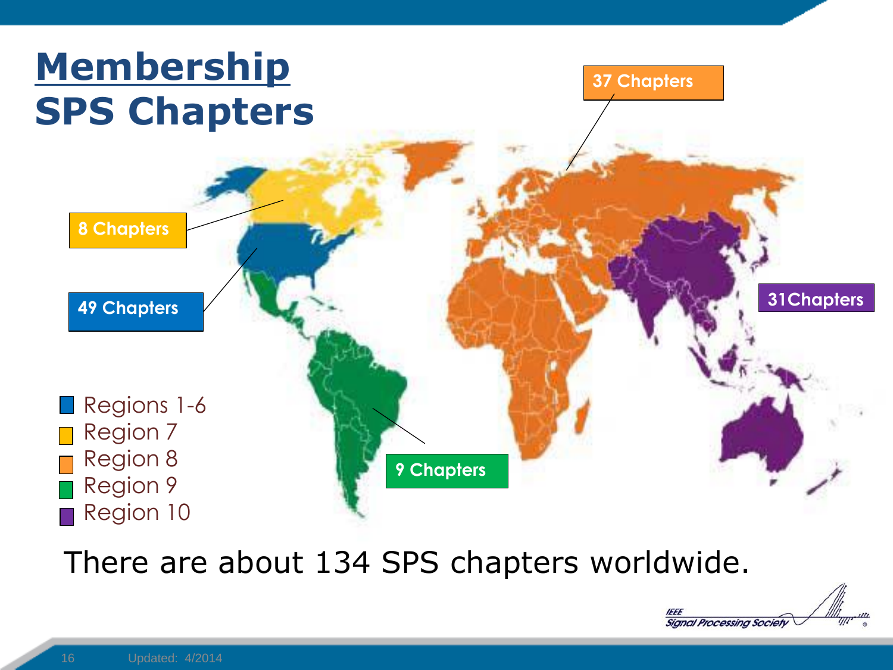# Membership
# SPS Chapters

37 Chapters

8 Chapters

49 Chapters

31Chapters

9 Chapters

- Regions 1-6
- Region 7
- Region 8
- Region 9
- Region 10

There are about 134 SPS chapters worldwide.

Updated: 4/2014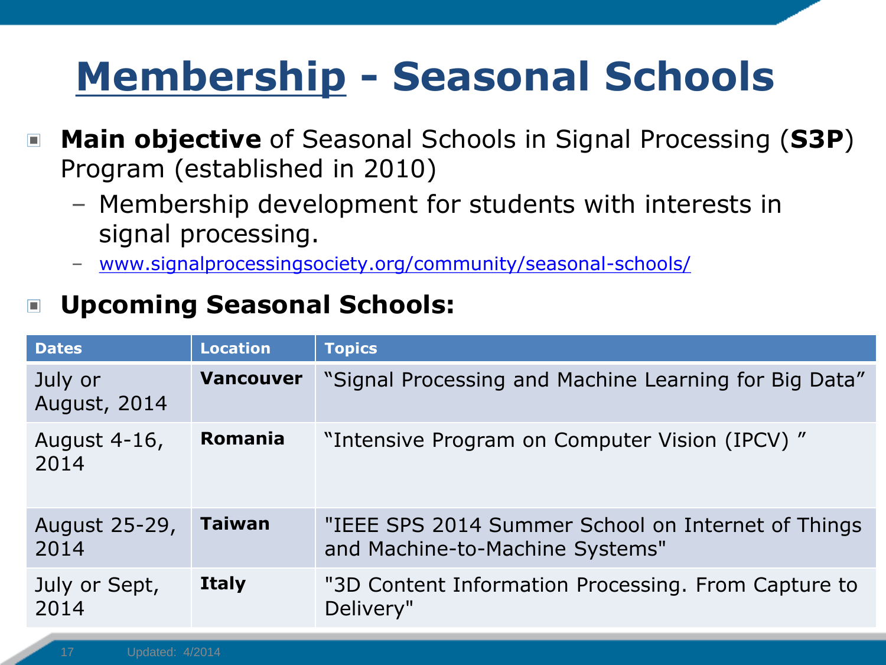# Membership - Seasonal Schools

- **Main objective** of Seasonal Schools in Signal Processing (**S3P**) Program (established in 2010)
  - Membership development for students with interests in signal processing.
  - www.signalprocessingsociety.org/community/seasonal-schools/
- **Upcoming Seasonal Schools:**

| Dates | Location | Topics |
|---|---|---|
| July or August, 2014 | **Vancouver** | "Signal Processing and Machine Learning for Big Data" |
| August 4-16, 2014 | **Romania** | "Intensive Program on Computer Vision (IPCV) " |
| August 25-29, 2014 | **Taiwan** | "IEEE SPS 2014 Summer School on Internet of Things and Machine-to-Machine Systems" |
| July or Sept, 2014 | **Italy** | "3D Content Information Processing. From Capture to Delivery" |

Updated: 4/2014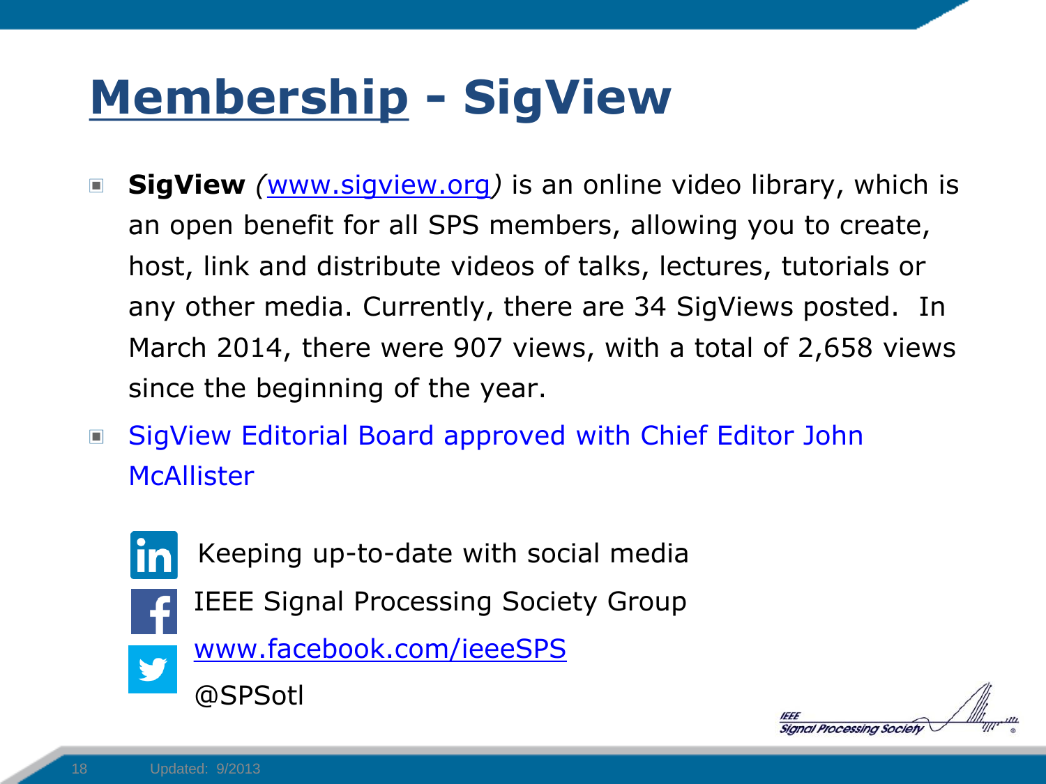# Membership - SigView

- **SigView** *(www.sigview.org)* is an online video library, which is an open benefit for all SPS members, allowing you to create, host, link and distribute videos of talks, lectures, tutorials or any other media. Currently, there are 34 SigViews posted. In March 2014, there were 907 views, with a total of 2,658 views since the beginning of the year.
- SigView Editorial Board approved with Chief Editor John McAllister

Keeping up-to-date with social media

IEEE Signal Processing Society Group

www.facebook.com/ieeeSPS

@SPSotl

Updated: 9/2013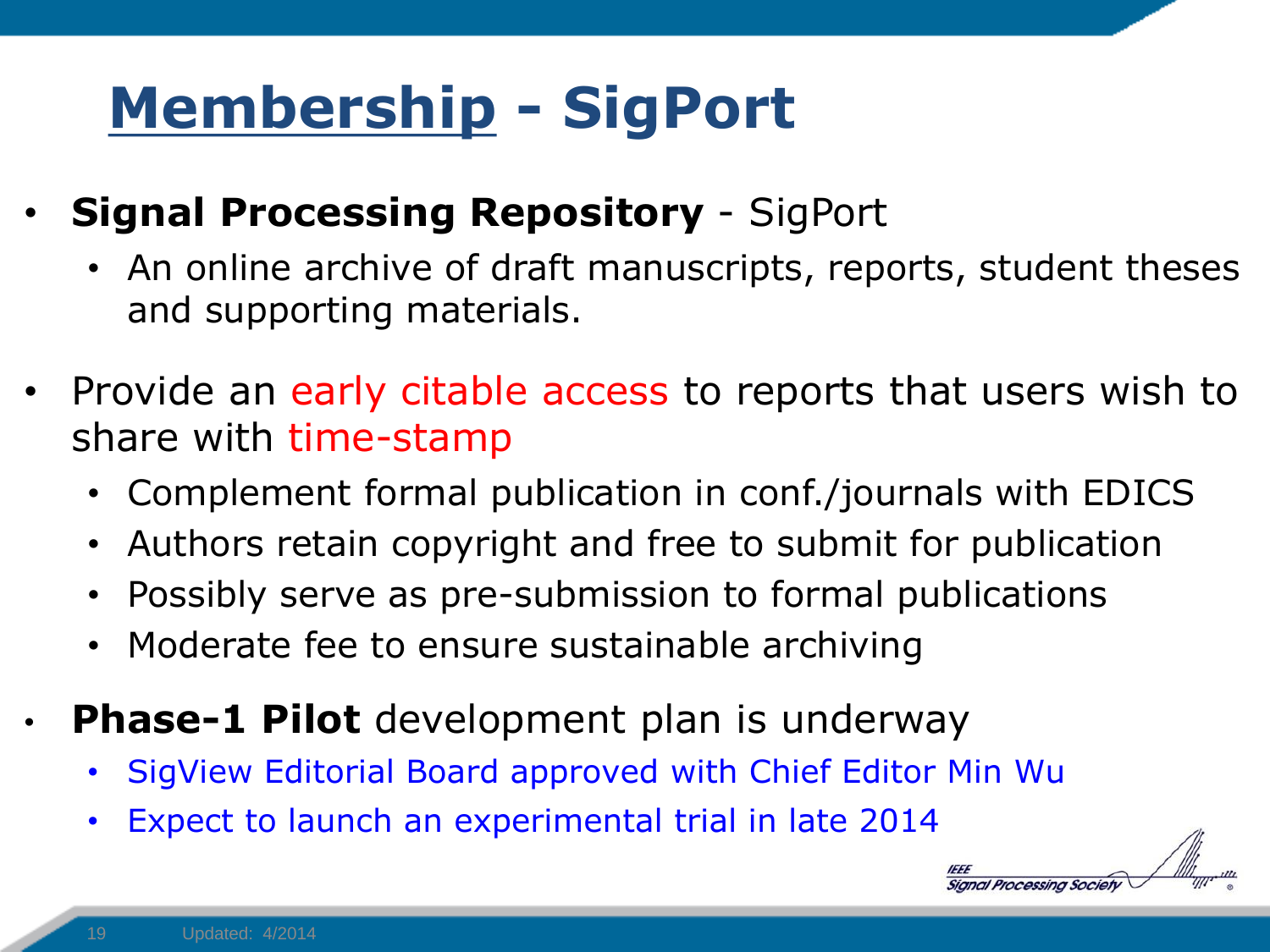# Membership - SigPort

- **Signal Processing Repository** - SigPort
  - An online archive of draft manuscripts, reports, student theses and supporting materials.
- Provide an early citable access to reports that users wish to share with time-stamp
  - Complement formal publication in conf./journals with EDICS
  - Authors retain copyright and free to submit for publication
  - Possibly serve as pre-submission to formal publications
  - Moderate fee to ensure sustainable archiving
- **Phase-1 Pilot** development plan is underway
  - SigView Editorial Board approved with Chief Editor Min Wu
  - Expect to launch an experimental trial in late 2014

Updated: 4/2014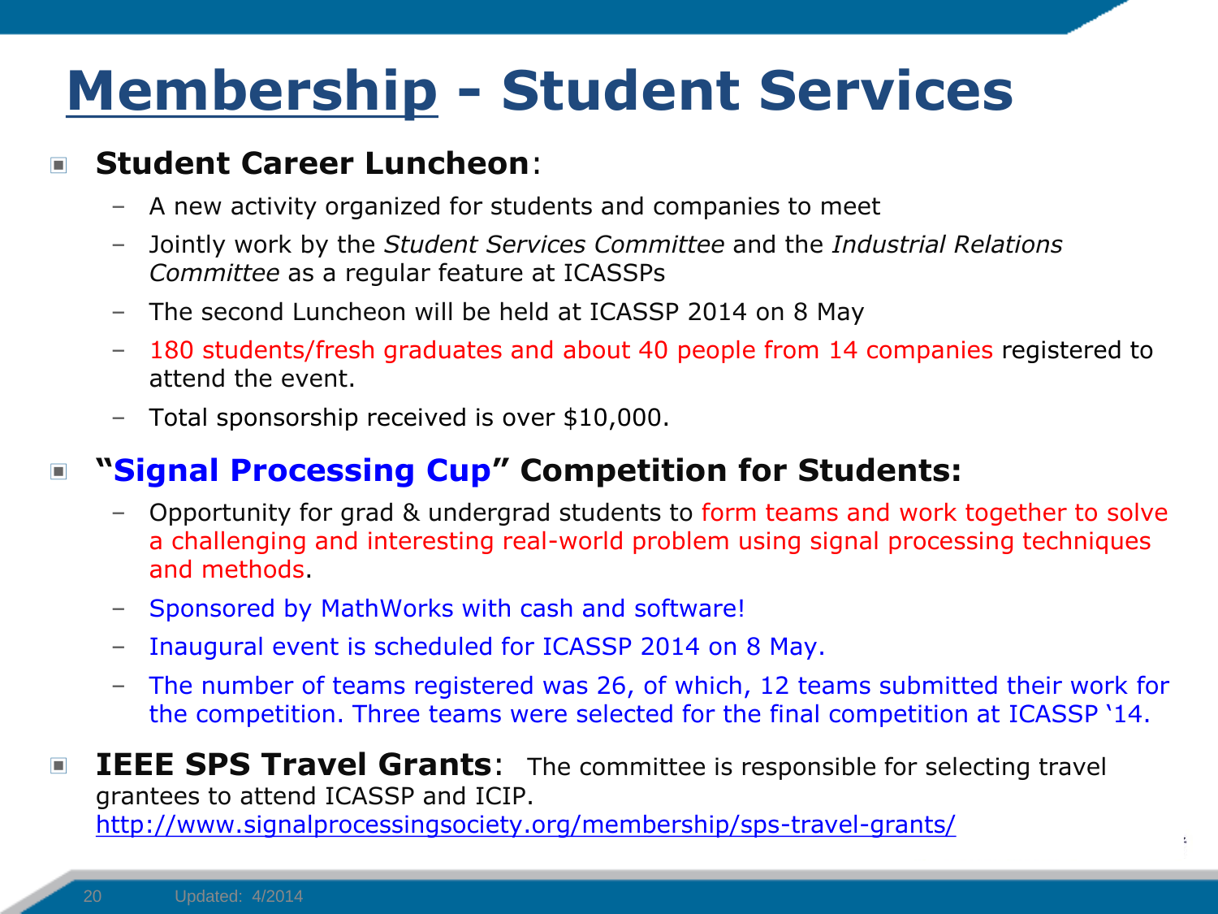# Membership - Student Services

- **Student Career Luncheon**:
  - A new activity organized for students and companies to meet
  - Jointly work by the *Student Services Committee* and the *Industrial Relations Committee* as a regular feature at ICASSPs
  - The second Luncheon will be held at ICASSP 2014 on 8 May
  - 180 students/fresh graduates and about 40 people from 14 companies registered to attend the event.
  - Total sponsorship received is over $10,000.

- **"Signal Processing Cup" Competition for Students:**
  - Opportunity for grad & undergrad students to form teams and work together to solve a challenging and interesting real-world problem using signal processing techniques and methods.
  - Sponsored by MathWorks with cash and software!
  - Inaugural event is scheduled for ICASSP 2014 on 8 May.
  - The number of teams registered was 26, of which, 12 teams submitted their work for the competition. Three teams were selected for the final competition at ICASSP '14.

- **IEEE SPS Travel Grants**: The committee is responsible for selecting travel grantees to attend ICASSP and ICIP. http://www.signalprocessingsociety.org/membership/sps-travel-grants/

Updated: 4/2014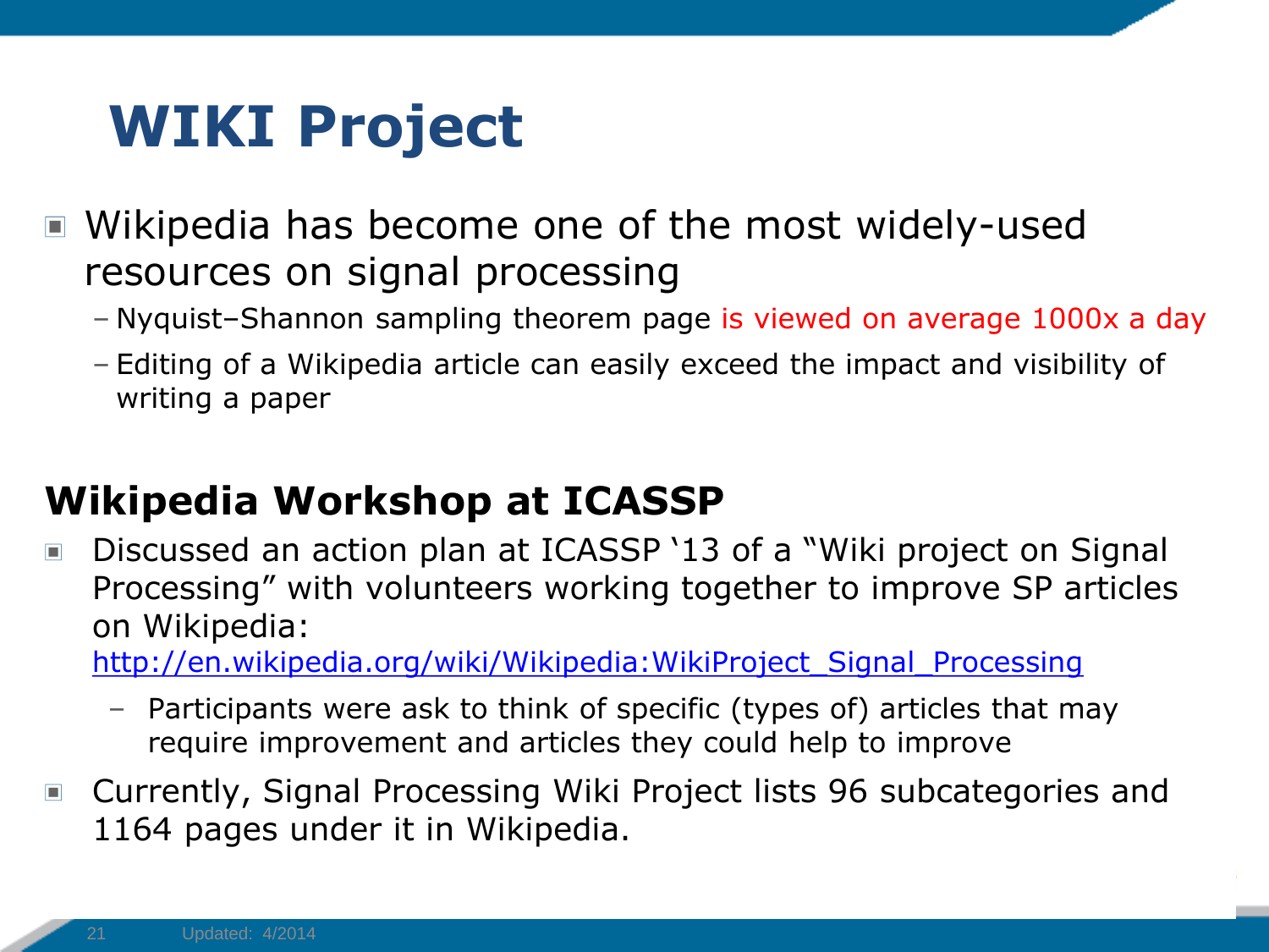# WIKI Project

- Wikipedia has become one of the most widely-used resources on signal processing
  - Nyquist–Shannon sampling theorem page is viewed on average 1000x a day
  - Editing of a Wikipedia article can easily exceed the impact and visibility of writing a paper

## Wikipedia Workshop at ICASSP

- Discussed an action plan at ICASSP '13 of a "Wiki project on Signal Processing" with volunteers working together to improve SP articles on Wikipedia: http://en.wikipedia.org/wiki/Wikipedia:WikiProject_Signal_Processing
  - Participants were ask to think of specific (types of) articles that may require improvement and articles they could help to improve
- Currently, Signal Processing Wiki Project lists 96 subcategories and 1164 pages under it in Wikipedia.

Updated: 4/2014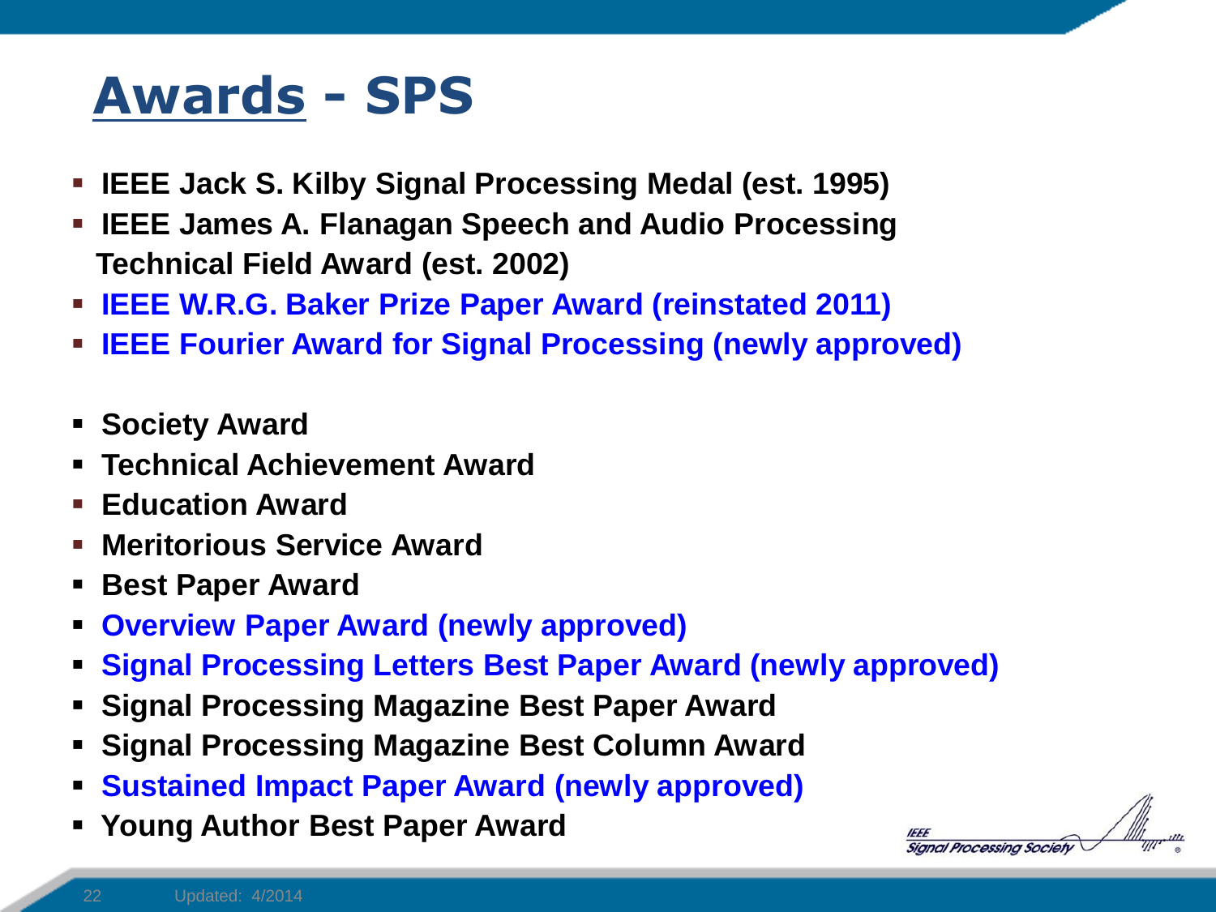# Awards - SPS

- **IEEE Jack S. Kilby Signal Processing Medal (est. 1995)**
- **IEEE James A. Flanagan Speech and Audio Processing Technical Field Award (est. 2002)**
- **IEEE W.R.G. Baker Prize Paper Award (reinstated 2011)**
- **IEEE Fourier Award for Signal Processing (newly approved)**

- **Society Award**
- **Technical Achievement Award**
- **Education Award**
- **Meritorious Service Award**
- **Best Paper Award**
- **Overview Paper Award (newly approved)**
- **Signal Processing Letters Best Paper Award (newly approved)**
- **Signal Processing Magazine Best Paper Award**
- **Signal Processing Magazine Best Column Award**
- **Sustained Impact Paper Award (newly approved)**
- **Young Author Best Paper Award**

Updated: 4/2014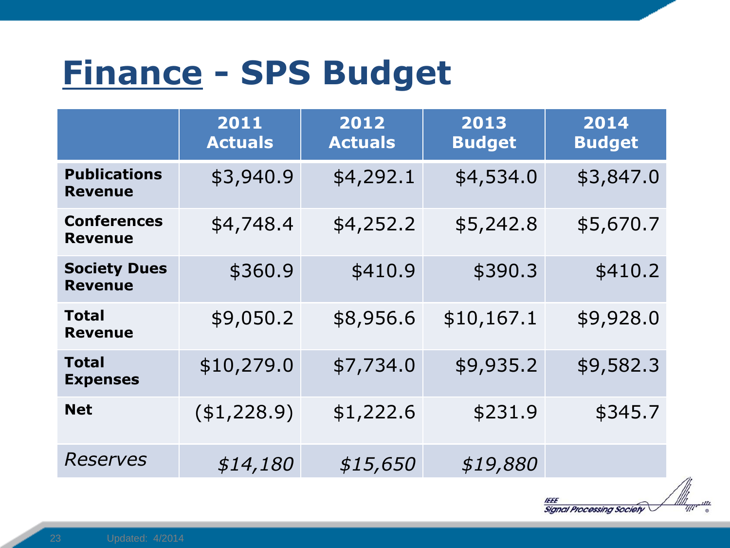# Finance - SPS Budget

| | 2011 Actuals | 2012 Actuals | 2013 Budget | 2014 Budget |
|---|---|---|---|---|
| **Publications Revenue** | $3,940.9 | $4,292.1 | $4,534.0 | $3,847.0 |
| **Conferences Revenue** | $4,748.4 | $4,252.2 | $5,242.8 | $5,670.7 |
| **Society Dues Revenue** | $360.9 | $410.9 | $390.3 | $410.2 |
| **Total Revenue** | $9,050.2 | $8,956.6 | $10,167.1 | $9,928.0 |
| **Total Expenses** | $10,279.0 | $7,734.0 | $9,935.2 | $9,582.3 |
| **Net** | ($1,228.9) | $1,222.6 | $231.9 | $345.7 |
| *Reserves* | *$14,180* | *$15,650* | *$19,880* | |

Updated: 4/2014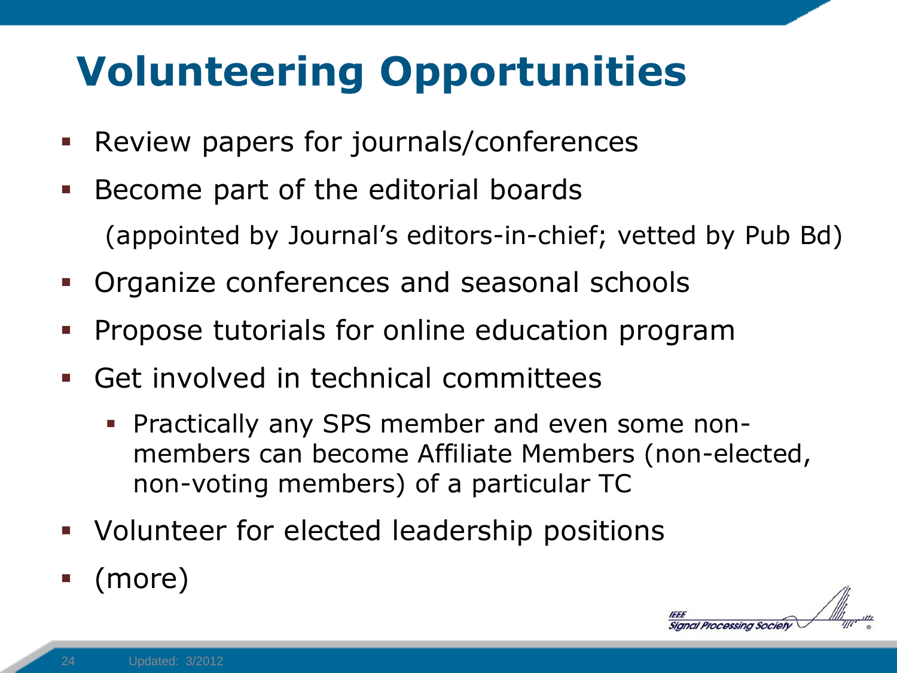# Volunteering Opportunities

- Review papers for journals/conferences
- Become part of the editorial boards

  (appointed by Journal's editors-in-chief; vetted by Pub Bd)
- Organize conferences and seasonal schools
- Propose tutorials for online education program
- Get involved in technical committees
  - Practically any SPS member and even some non-members can become Affiliate Members (non-elected, non-voting members) of a particular TC
- Volunteer for elected leadership positions
- (more)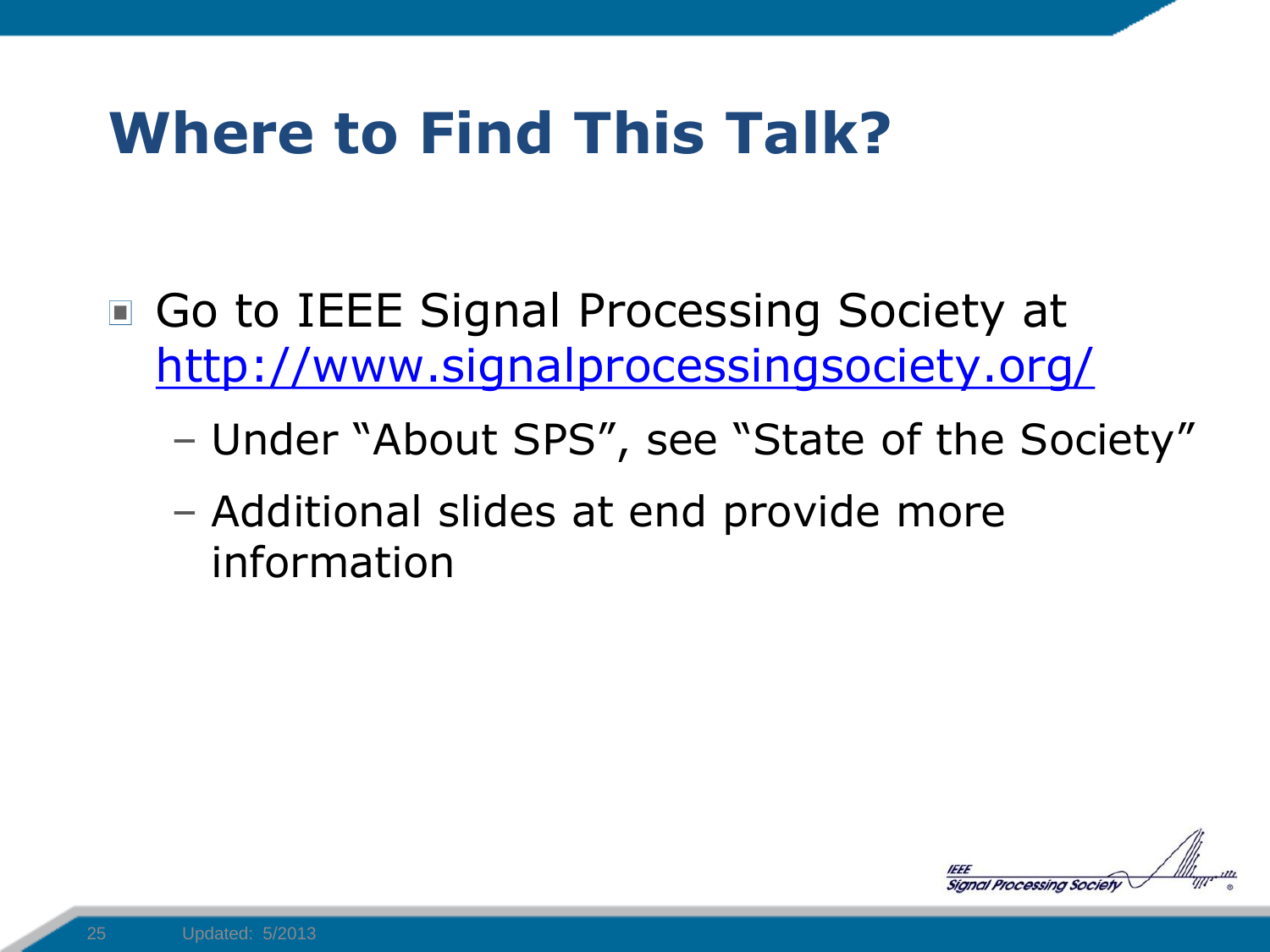# Where to Find This Talk?

- Go to IEEE Signal Processing Society at http://www.signalprocessingsociety.org/
  - Under "About SPS", see "State of the Society"
  - Additional slides at end provide more information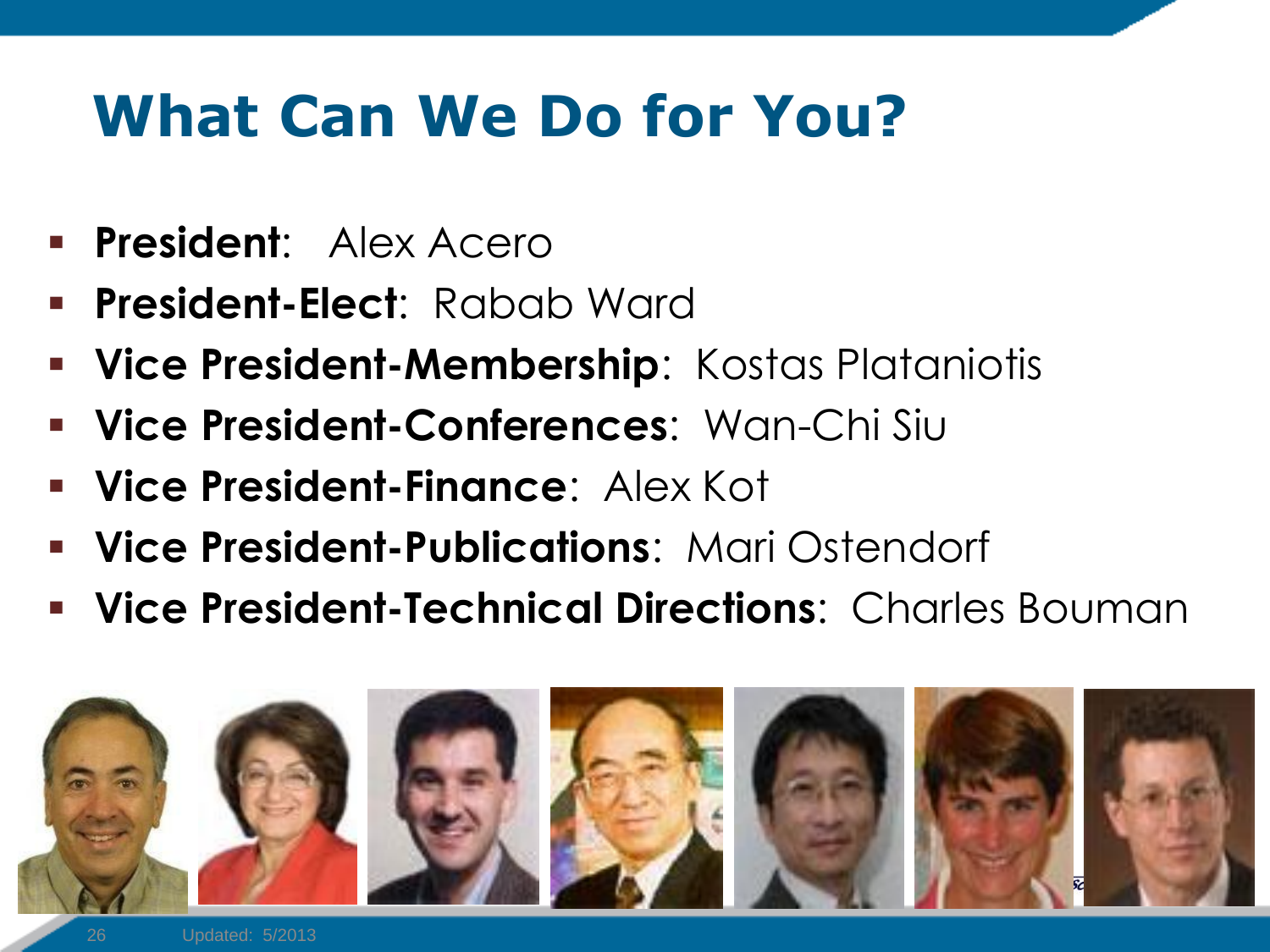# What Can We Do for You?

- **President**: Alex Acero
- **President-Elect**: Rabab Ward
- **Vice President-Membership**: Kostas Plataniotis
- **Vice President-Conferences**: Wan-Chi Siu
- **Vice President-Finance**: Alex Kot
- **Vice President-Publications**: Mari Ostendorf
- **Vice President-Technical Directions**: Charles Bouman

Updated: 5/2013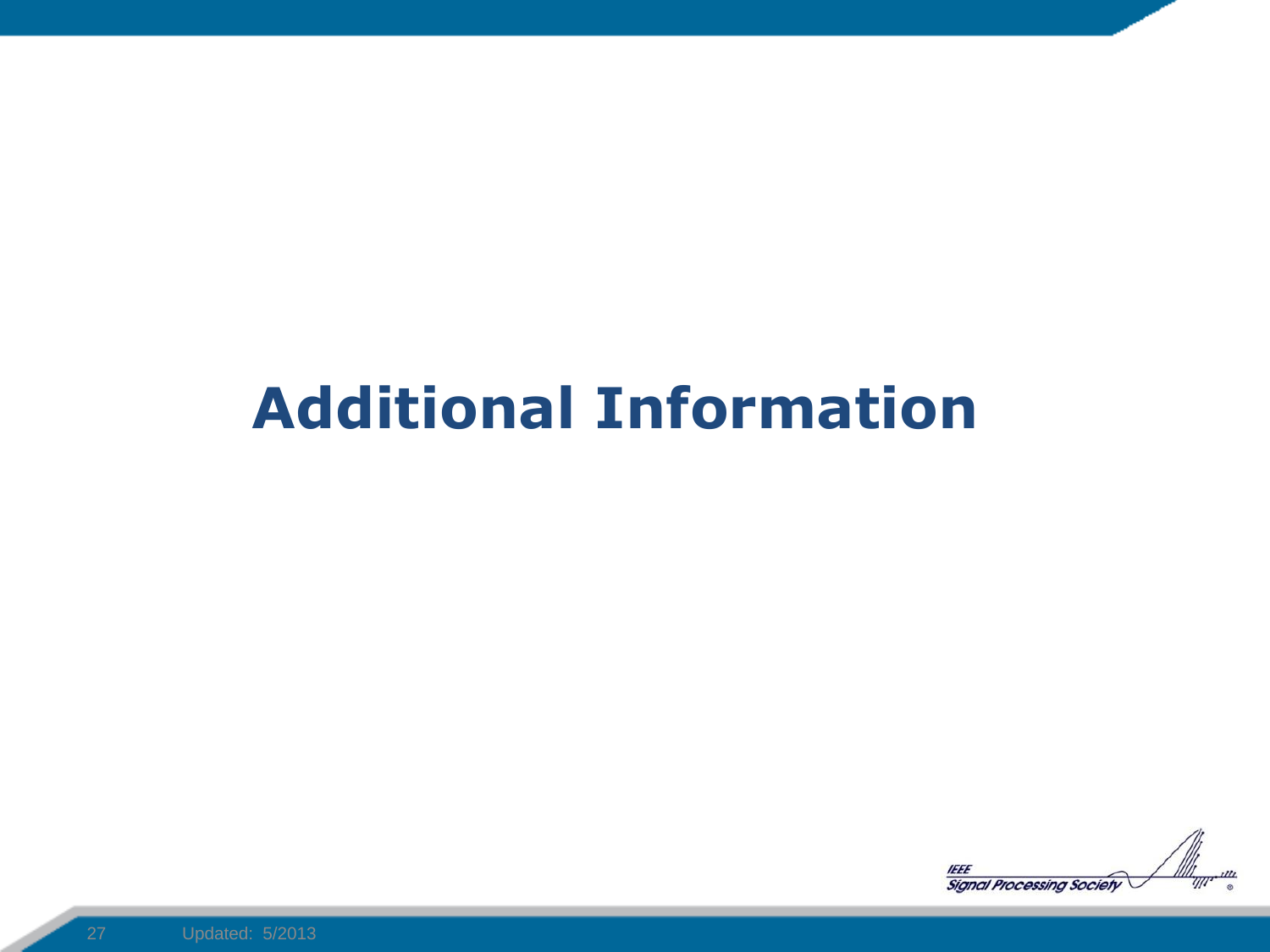# Additional Information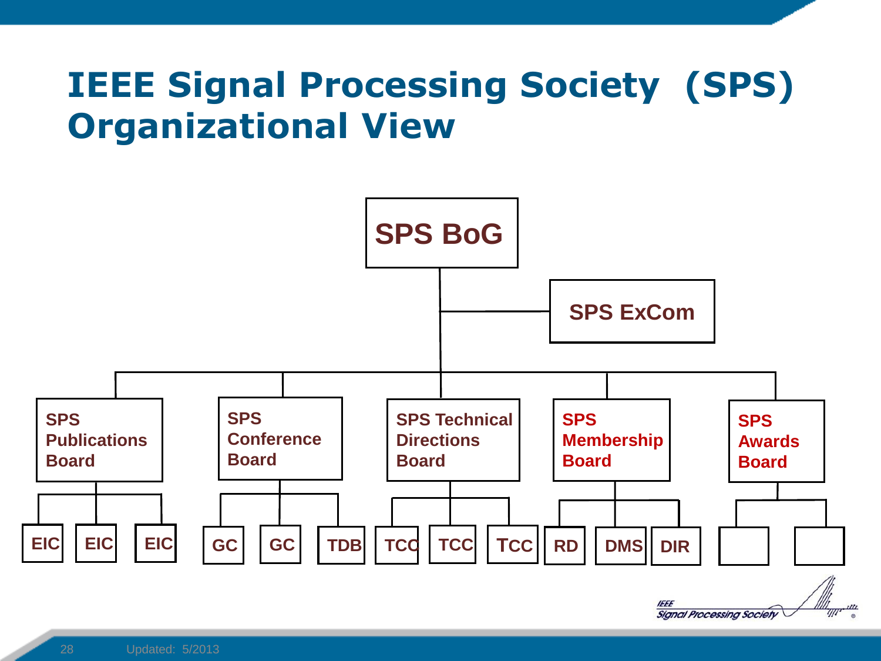# IEEE Signal Processing Society (SPS) Organizational View

- **SPS BoG**
  - **SPS ExCom**
  - **SPS Publications Board**
    - EIC
    - EIC
    - EIC
  - **SPS Conference Board**
    - GC
    - GC
    - TDB
  - **SPS Technical Directions Board**
    - TCC
    - TCC
    - TCC
  - **SPS Membership Board**
    - RD
    - DMS
    - DIR
  - **SPS Awards Board**
    - (blank)
    - (blank)

Updated: 5/2013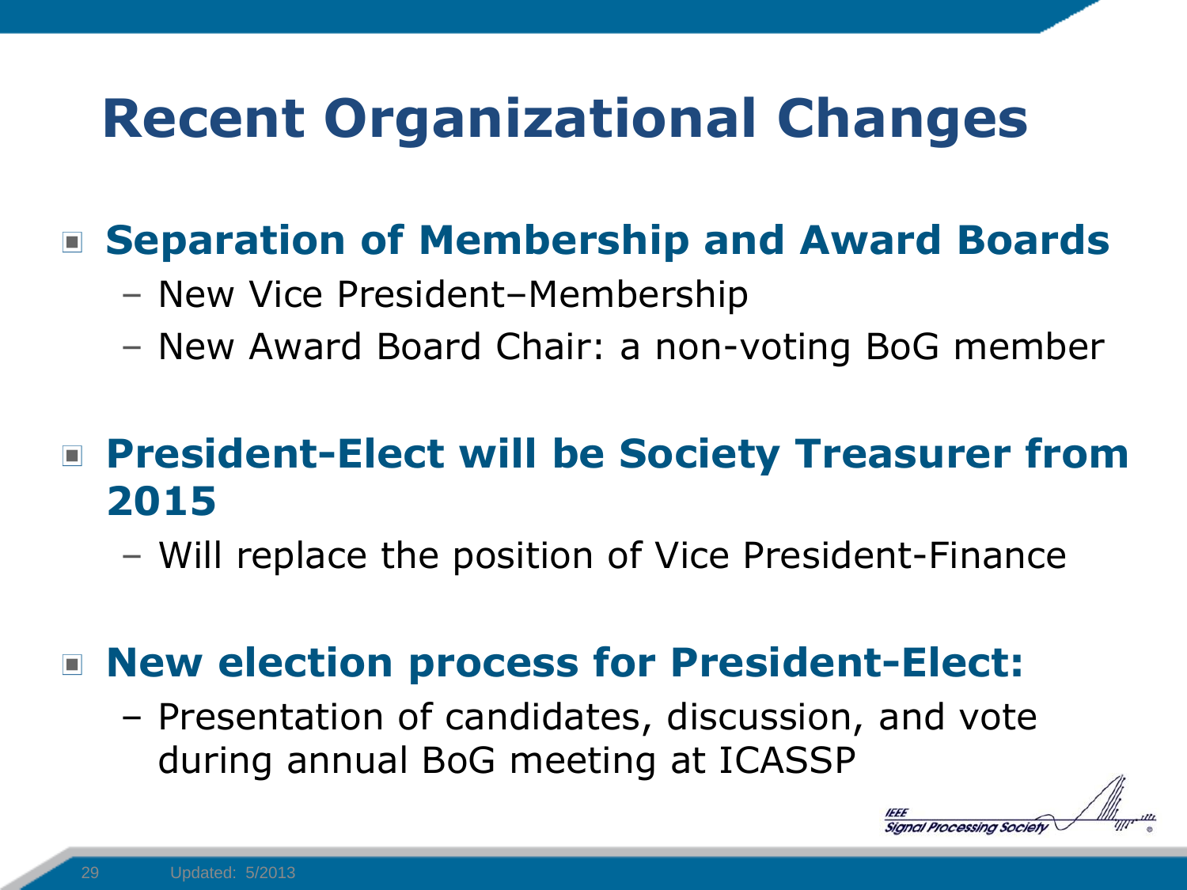# Recent Organizational Changes

- **Separation of Membership and Award Boards**
  - New Vice President–Membership
  - New Award Board Chair: a non-voting BoG member

- **President-Elect will be Society Treasurer from 2015**
  - Will replace the position of Vice President-Finance

- **New election process for President-Elect:**
  - Presentation of candidates, discussion, and vote during annual BoG meeting at ICASSP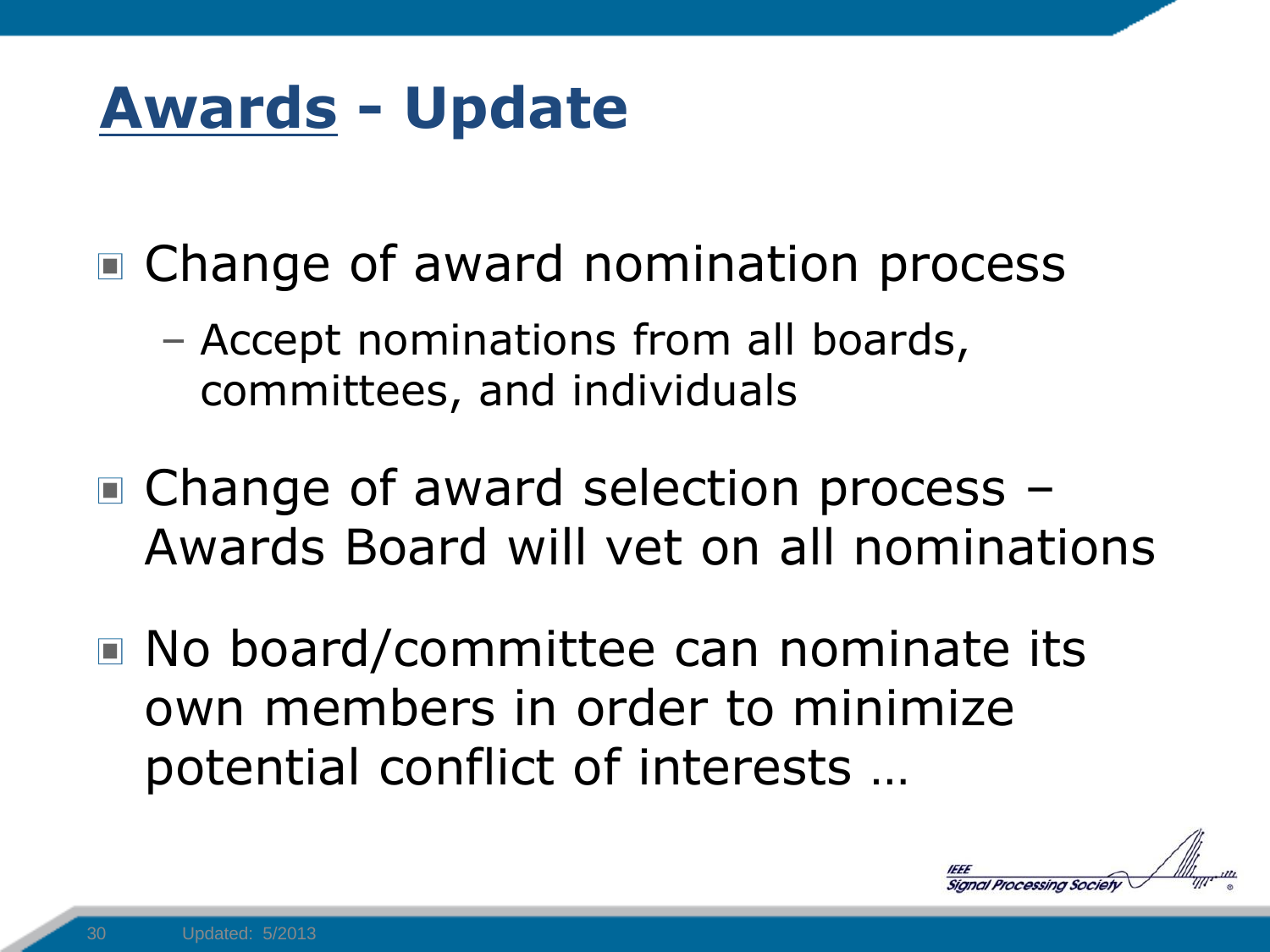# Awards - Update

- Change of award nomination process
  - Accept nominations from all boards, committees, and individuals
- Change of award selection process – Awards Board will vet on all nominations
- No board/committee can nominate its own members in order to minimize potential conflict of interests …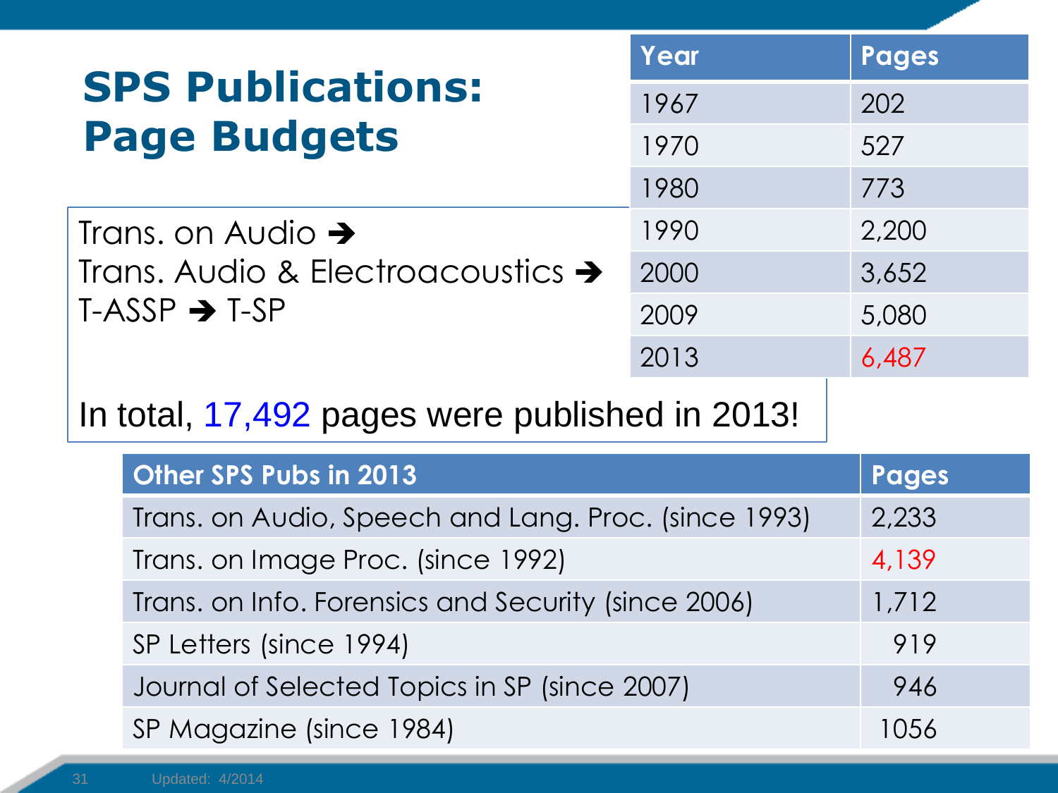# SPS Publications: Page Budgets

Trans. on Audio ➔
Trans. Audio & Electroacoustics ➔
T-ASSP ➔ T-SP

| Year | Pages |
|---|---|
| 1967 | 202 |
| 1970 | 527 |
| 1980 | 773 |
| 1990 | 2,200 |
| 2000 | 3,652 |
| 2009 | 5,080 |
| 2013 | 6,487 |

In total, 17,492 pages were published in 2013!

| Other SPS Pubs in 2013 | Pages |
|---|---|
| Trans. on Audio, Speech and Lang. Proc. (since 1993) | 2,233 |
| Trans. on Image Proc. (since 1992) | 4,139 |
| Trans. on Info. Forensics and Security (since 2006) | 1,712 |
| SP Letters (since 1994) | 919 |
| Journal of Selected Topics in SP (since 2007) | 946 |
| SP Magazine (since 1984) | 1056 |

Updated: 4/2014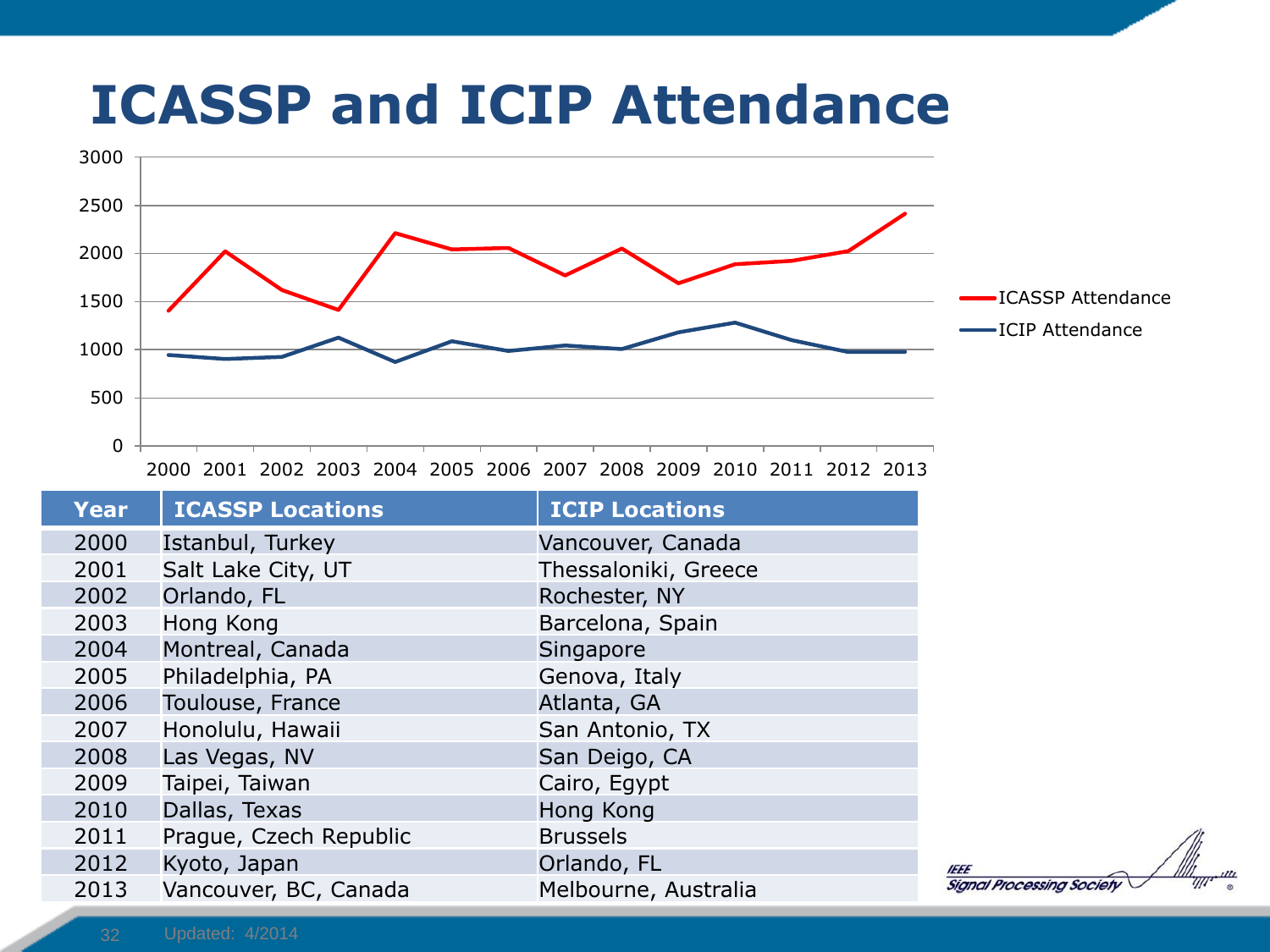# ICASSP and ICIP Attendance

| Year | ICASSP Locations | ICIP Locations |
|---|---|---|
| 2000 | Istanbul, Turkey | Vancouver, Canada |
| 2001 | Salt Lake City, UT | Thessaloniki, Greece |
| 2002 | Orlando, FL | Rochester, NY |
| 2003 | Hong Kong | Barcelona, Spain |
| 2004 | Montreal, Canada | Singapore |
| 2005 | Philadelphia, PA | Genova, Italy |
| 2006 | Toulouse, France | Atlanta, GA |
| 2007 | Honolulu, Hawaii | San Antonio, TX |
| 2008 | Las Vegas, NV | San Deigo, CA |
| 2009 | Taipei, Taiwan | Cairo, Egypt |
| 2010 | Dallas, Texas | Hong Kong |
| 2011 | Prague, Czech Republic | Brussels |
| 2012 | Kyoto, Japan | Orlando, FL |
| 2013 | Vancouver, BC, Canada | Melbourne, Australia |

Updated: 4/2014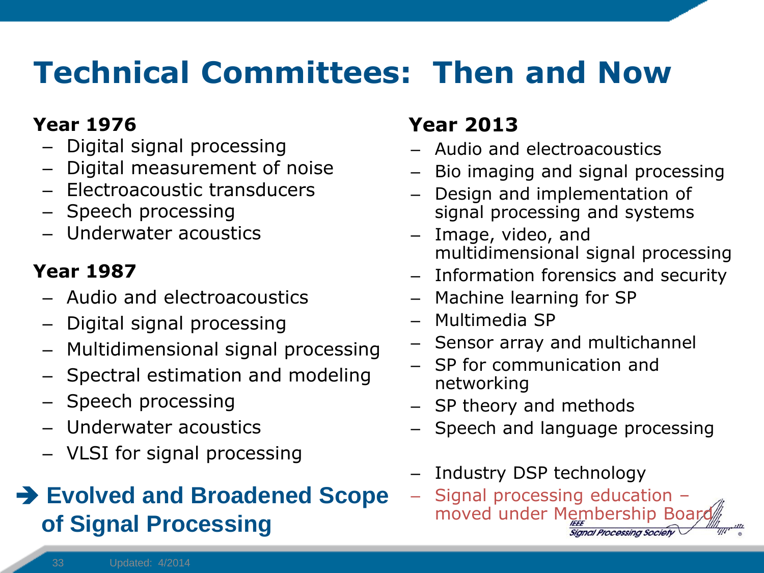# Technical Committees: Then and Now

**Year 1976**

- Digital signal processing
- Digital measurement of noise
- Electroacoustic transducers
- Speech processing
- Underwater acoustics

**Year 1987**

- Audio and electroacoustics
- Digital signal processing
- Multidimensional signal processing
- Spectral estimation and modeling
- Speech processing
- Underwater acoustics
- VLSI for signal processing

➔ **Evolved and Broadened Scope of Signal Processing**

**Year 2013**

- Audio and electroacoustics
- Bio imaging and signal processing
- Design and implementation of signal processing and systems
- Image, video, and multidimensional signal processing
- Information forensics and security
- Machine learning for SP
- Multimedia SP
- Sensor array and multichannel
- SP for communication and networking
- SP theory and methods
- Speech and language processing

- Industry DSP technology
- Signal processing education – moved under Membership Board

Updated: 4/2014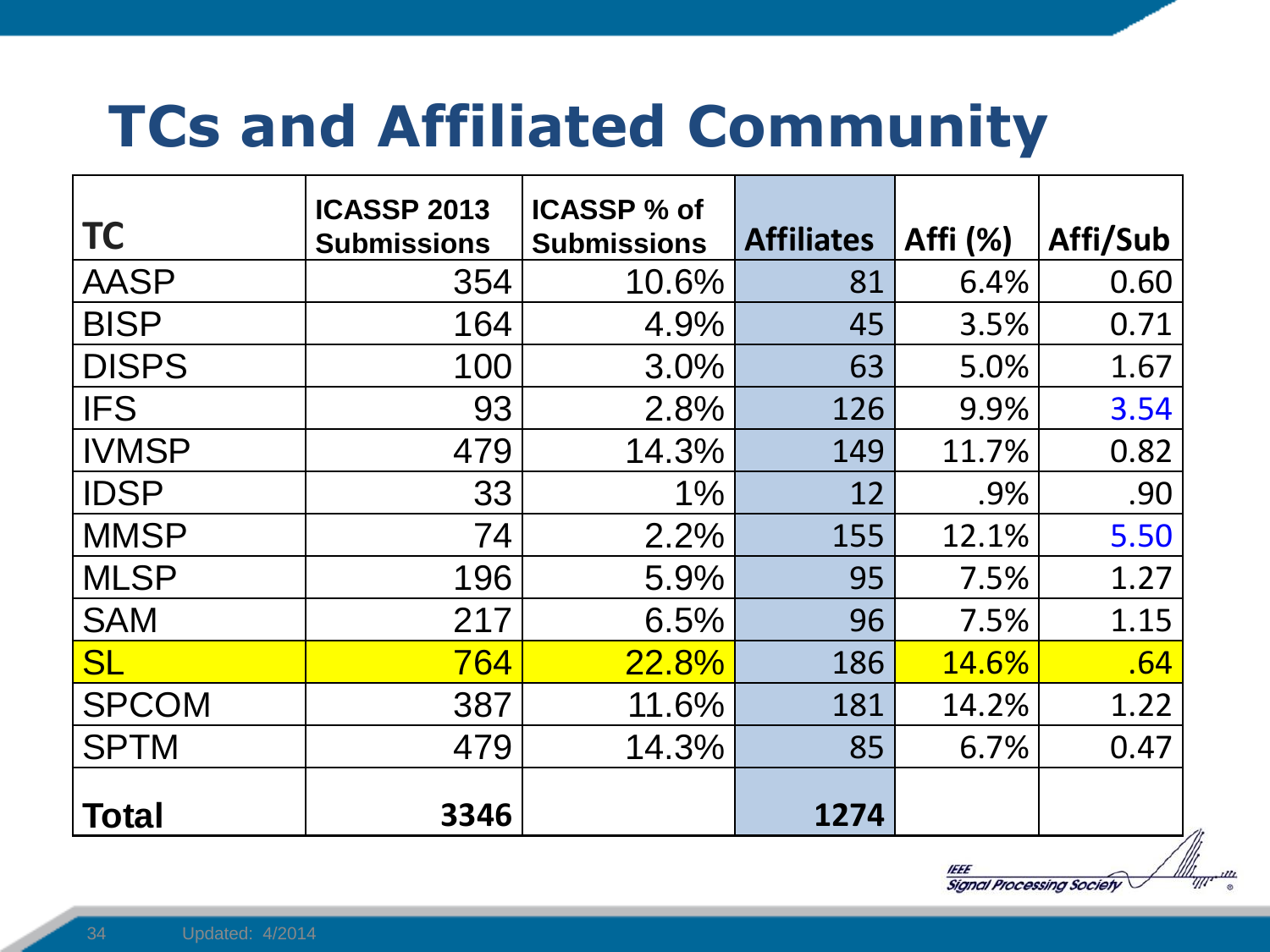# TCs and Affiliated Community

| TC | ICASSP 2013 Submissions | ICASSP % of Submissions | Affiliates | Affi (%) | Affi/Sub |
|---|---|---|---|---|---|
| AASP | 354 | 10.6% | 81 | 6.4% | 0.60 |
| BISP | 164 | 4.9% | 45 | 3.5% | 0.71 |
| DISPS | 100 | 3.0% | 63 | 5.0% | 1.67 |
| IFS | 93 | 2.8% | 126 | 9.9% | 3.54 |
| IVMSP | 479 | 14.3% | 149 | 11.7% | 0.82 |
| IDSP | 33 | 1% | 12 | .9% | .90 |
| MMSP | 74 | 2.2% | 155 | 12.1% | 5.50 |
| MLSP | 196 | 5.9% | 95 | 7.5% | 1.27 |
| SAM | 217 | 6.5% | 96 | 7.5% | 1.15 |
| SL | 764 | 22.8% | 186 | 14.6% | .64 |
| SPCOM | 387 | 11.6% | 181 | 14.2% | 1.22 |
| SPTM | 479 | 14.3% | 85 | 6.7% | 0.47 |
| **Total** | **3346** | | **1274** | | |

Updated: 4/2014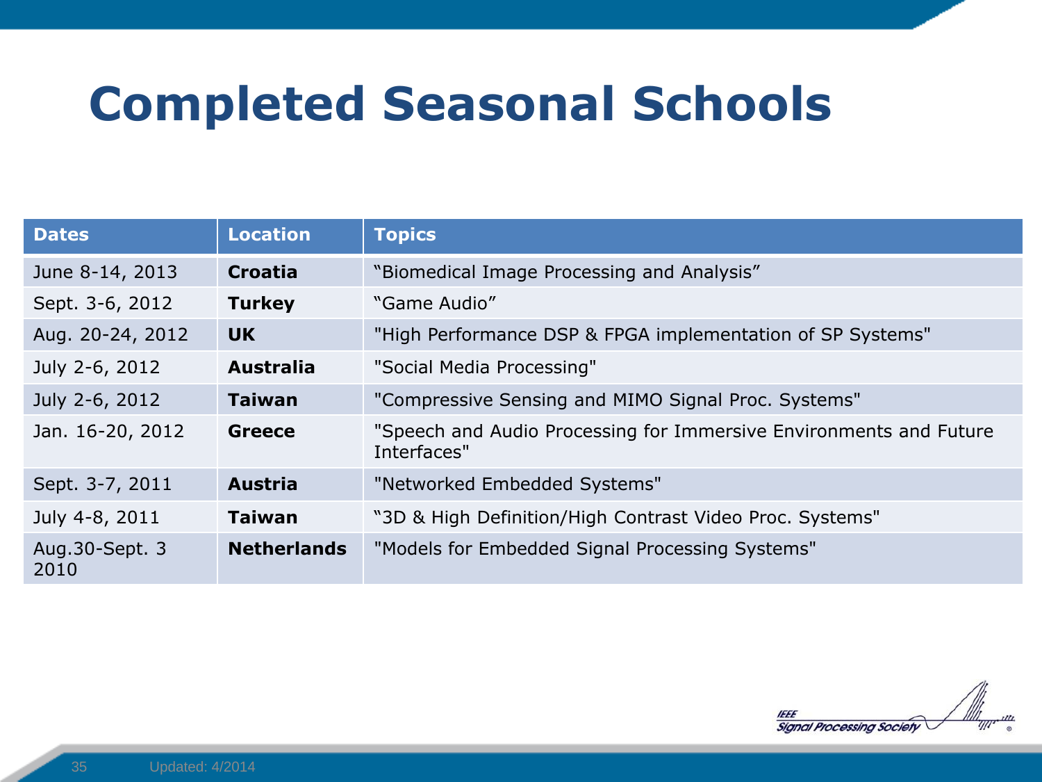# Completed Seasonal Schools

| Dates | Location | Topics |
|---|---|---|
| June 8-14, 2013 | **Croatia** | “Biomedical Image Processing and Analysis” |
| Sept. 3-6, 2012 | **Turkey** | “Game Audio” |
| Aug. 20-24, 2012 | **UK** | "High Performance DSP & FPGA implementation of SP Systems" |
| July 2-6, 2012 | **Australia** | "Social Media Processing" |
| July 2-6, 2012 | **Taiwan** | "Compressive Sensing and MIMO Signal Proc. Systems" |
| Jan. 16-20, 2012 | **Greece** | "Speech and Audio Processing for Immersive Environments and Future Interfaces" |
| Sept. 3-7, 2011 | **Austria** | "Networked Embedded Systems" |
| July 4-8, 2011 | **Taiwan** | “3D & High Definition/High Contrast Video Proc. Systems" |
| Aug.30-Sept. 3 2010 | **Netherlands** | "Models for Embedded Signal Processing Systems" |

Updated: 4/2014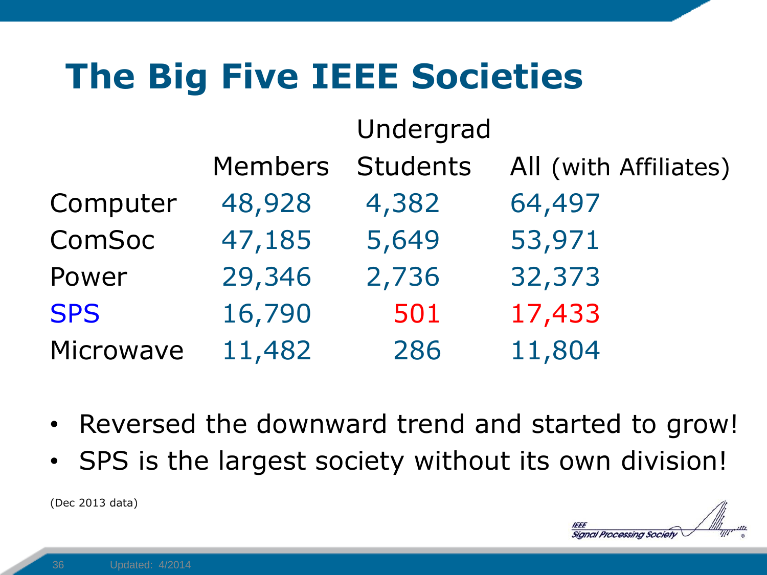# The Big Five IEEE Societies

| | Members | Undergrad Students | All (with Affiliates) |
|---|---|---|---|
| Computer | 48,928 | 4,382 | 64,497 |
| ComSoc | 47,185 | 5,649 | 53,971 |
| Power | 29,346 | 2,736 | 32,373 |
| SPS | 16,790 | 501 | 17,433 |
| Microwave | 11,482 | 286 | 11,804 |

- Reversed the downward trend and started to grow!
- SPS is the largest society without its own division!

(Dec 2013 data)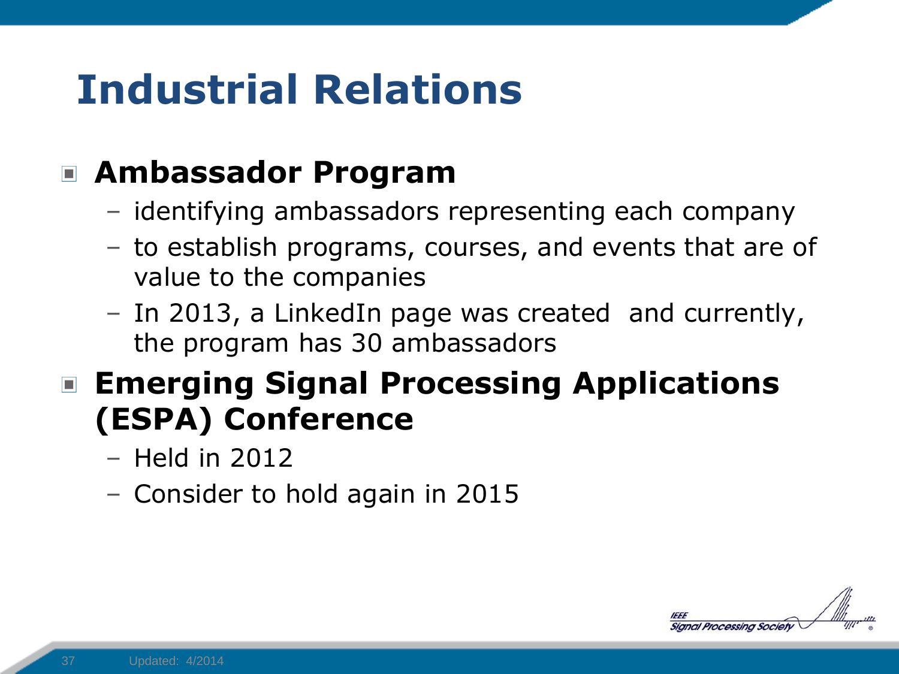# Industrial Relations

- **Ambassador Program**
  - identifying ambassadors representing each company
  - to establish programs, courses, and events that are of value to the companies
  - In 2013, a LinkedIn page was created and currently, the program has 30 ambassadors
- **Emerging Signal Processing Applications (ESPA) Conference**
  - Held in 2012
  - Consider to hold again in 2015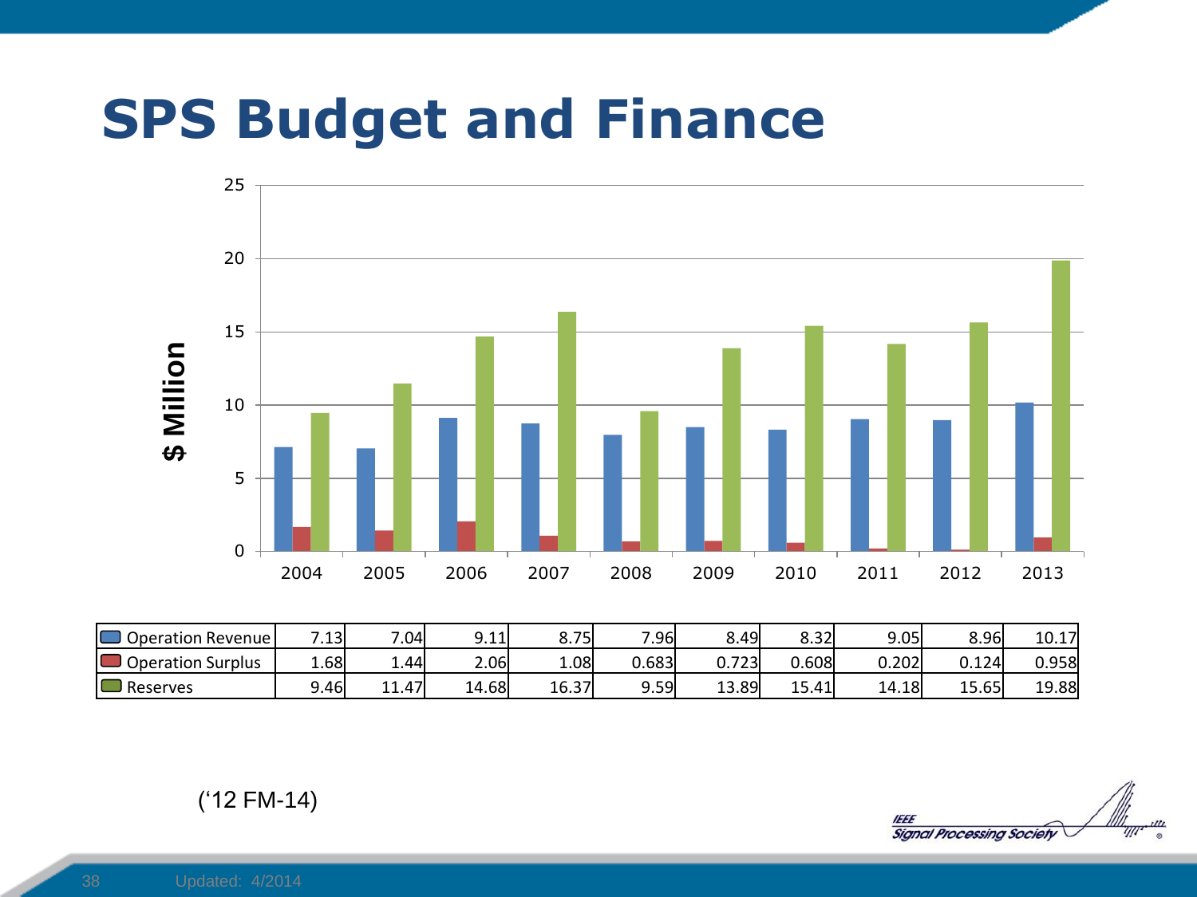# SPS Budget and Finance

| | 2004 | 2005 | 2006 | 2007 | 2008 | 2009 | 2010 | 2011 | 2012 | 2013 |
|---|---|---|---|---|---|---|---|---|---|---|
| Operation Revenue | 7.13 | 7.04 | 9.11 | 8.75 | 7.96 | 8.49 | 8.32 | 9.05 | 8.96 | 10.17 |
| Operation Surplus | 1.68 | 1.44 | 2.06 | 1.08 | 0.683 | 0.723 | 0.608 | 0.202 | 0.124 | 0.958 |
| Reserves | 9.46 | 11.47 | 14.68 | 16.37 | 9.59 | 13.89 | 15.41 | 14.18 | 15.65 | 19.88 |

$ Million

(‘12 FM-14)

Updated: 4/2014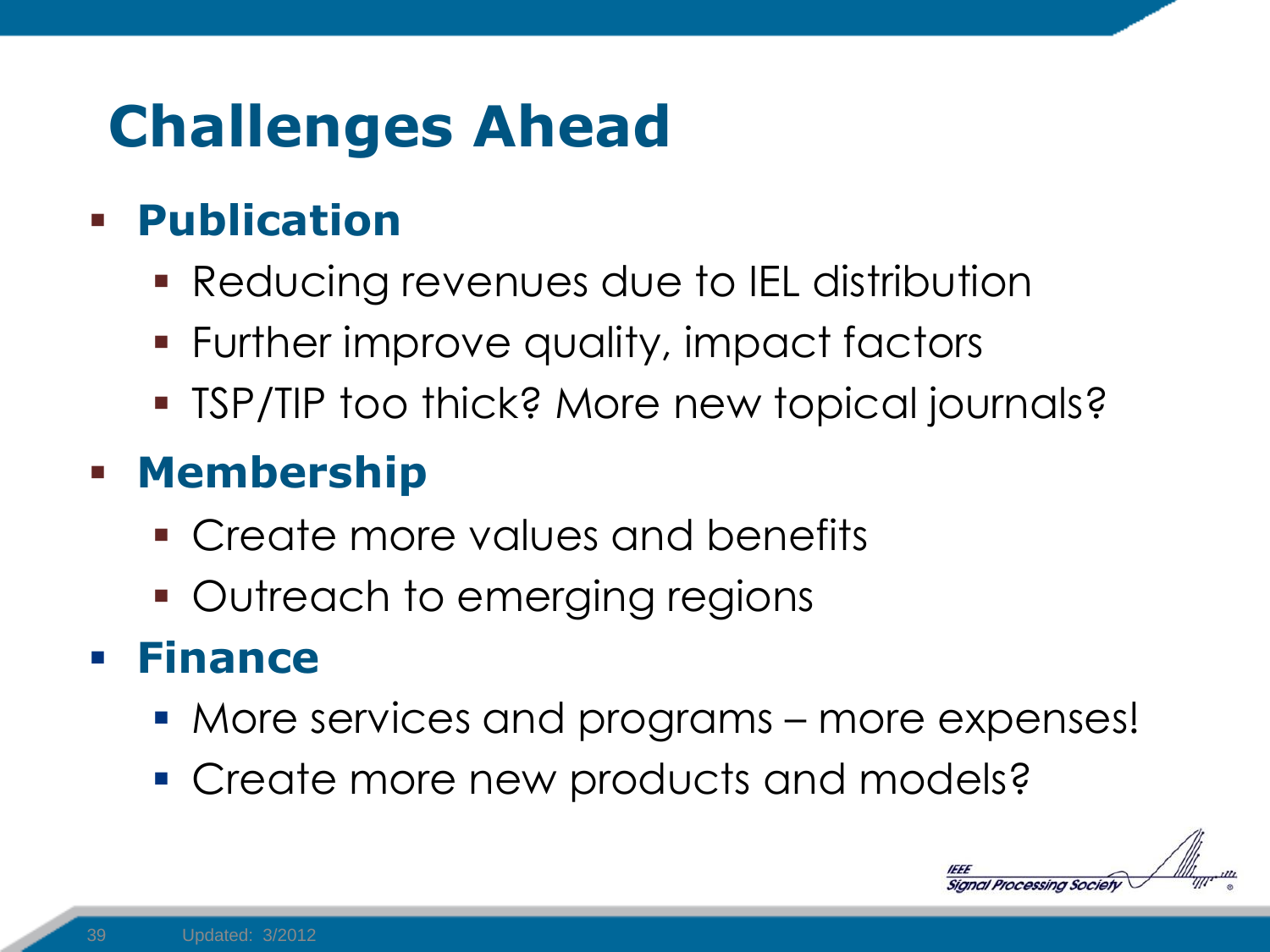# Challenges Ahead

- **Publication**
  - Reducing revenues due to IEL distribution
  - Further improve quality, impact factors
  - TSP/TIP too thick? More new topical journals?
- **Membership**
  - Create more values and benefits
  - Outreach to emerging regions
- **Finance**
  - More services and programs – more expenses!
  - Create more new products and models?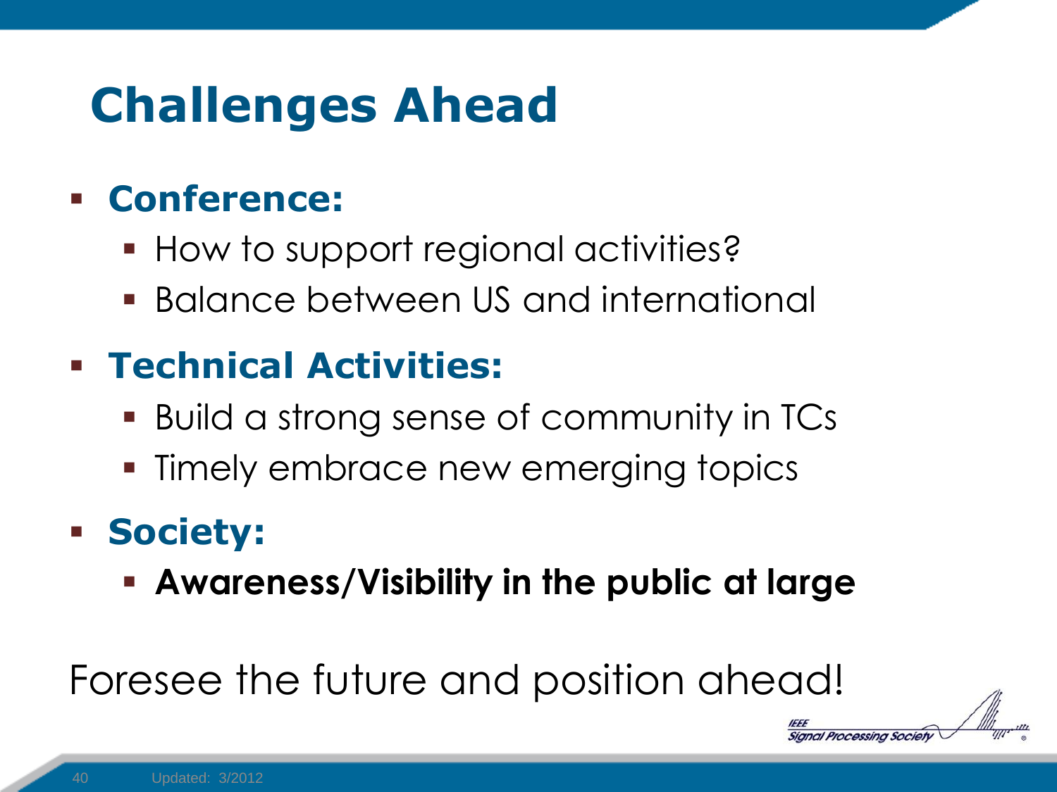# Challenges Ahead

- **Conference:**
  - How to support regional activities?
  - Balance between US and international
- **Technical Activities:**
  - Build a strong sense of community in TCs
  - Timely embrace new emerging topics
- **Society:**
  - **Awareness/Visibility in the public at large**

Foresee the future and position ahead!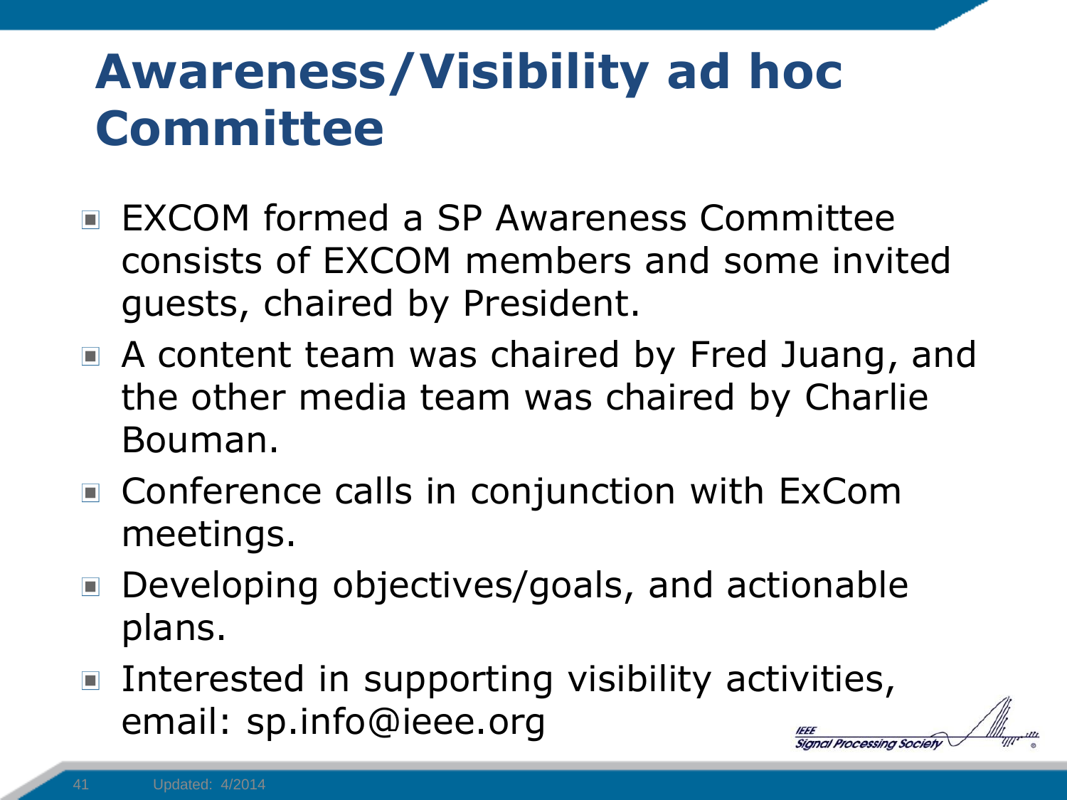# Awareness/Visibility ad hoc Committee

- EXCOM formed a SP Awareness Committee consists of EXCOM members and some invited guests, chaired by President.
- A content team was chaired by Fred Juang, and the other media team was chaired by Charlie Bouman.
- Conference calls in conjunction with ExCom meetings.
- Developing objectives/goals, and actionable plans.
- Interested in supporting visibility activities, email: sp.info@ieee.org

Updated: 4/2014